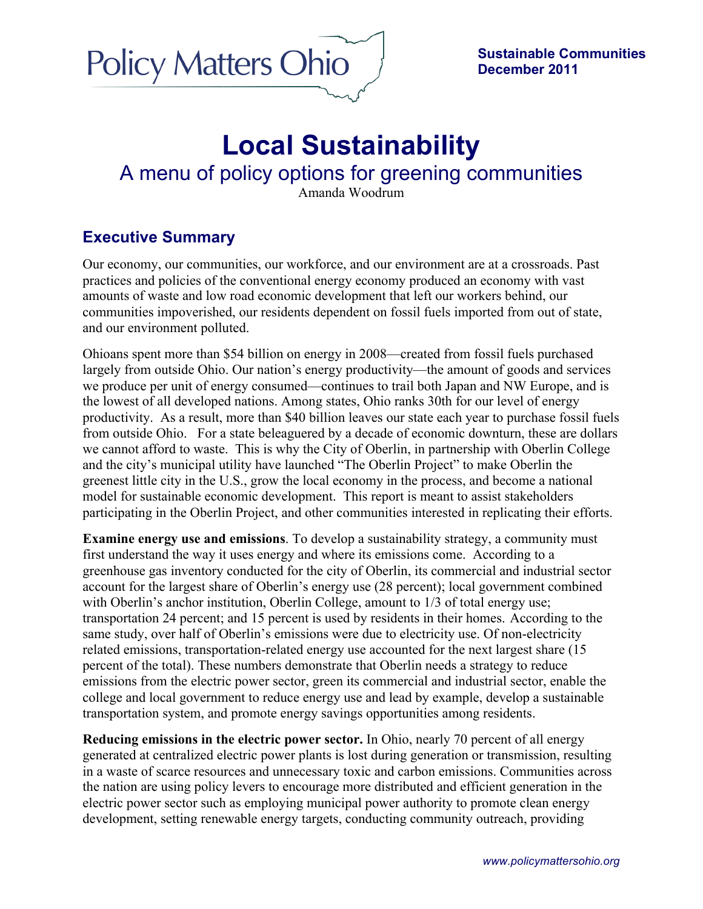Policy Matters Ohio

**Sustainable Communities**
**December 2011**

# Local Sustainability

## A menu of policy options for greening communities

Amanda Woodrum

## Executive Summary

Our economy, our communities, our workforce, and our environment are at a crossroads. Past practices and policies of the conventional energy economy produced an economy with vast amounts of waste and low road economic development that left our workers behind, our communities impoverished, our residents dependent on fossil fuels imported from out of state, and our environment polluted.

Ohioans spent more than $54 billion on energy in 2008—created from fossil fuels purchased largely from outside Ohio. Our nation's energy productivity—the amount of goods and services we produce per unit of energy consumed—continues to trail both Japan and NW Europe, and is the lowest of all developed nations. Among states, Ohio ranks 30th for our level of energy productivity. As a result, more than $40 billion leaves our state each year to purchase fossil fuels from outside Ohio. For a state beleaguered by a decade of economic downturn, these are dollars we cannot afford to waste. This is why the City of Oberlin, in partnership with Oberlin College and the city's municipal utility have launched "The Oberlin Project" to make Oberlin the greenest little city in the U.S., grow the local economy in the process, and become a national model for sustainable economic development. This report is meant to assist stakeholders participating in the Oberlin Project, and other communities interested in replicating their efforts.

**Examine energy use and emissions**. To develop a sustainability strategy, a community must first understand the way it uses energy and where its emissions come. According to a greenhouse gas inventory conducted for the city of Oberlin, its commercial and industrial sector account for the largest share of Oberlin's energy use (28 percent); local government combined with Oberlin's anchor institution, Oberlin College, amount to 1/3 of total energy use; transportation 24 percent; and 15 percent is used by residents in their homes. According to the same study, over half of Oberlin's emissions were due to electricity use. Of non-electricity related emissions, transportation-related energy use accounted for the next largest share (15 percent of the total). These numbers demonstrate that Oberlin needs a strategy to reduce emissions from the electric power sector, green its commercial and industrial sector, enable the college and local government to reduce energy use and lead by example, develop a sustainable transportation system, and promote energy savings opportunities among residents.

**Reducing emissions in the electric power sector.** In Ohio, nearly 70 percent of all energy generated at centralized electric power plants is lost during generation or transmission, resulting in a waste of scarce resources and unnecessary toxic and carbon emissions. Communities across the nation are using policy levers to encourage more distributed and efficient generation in the electric power sector such as employing municipal power authority to promote clean energy development, setting renewable energy targets, conducting community outreach, providing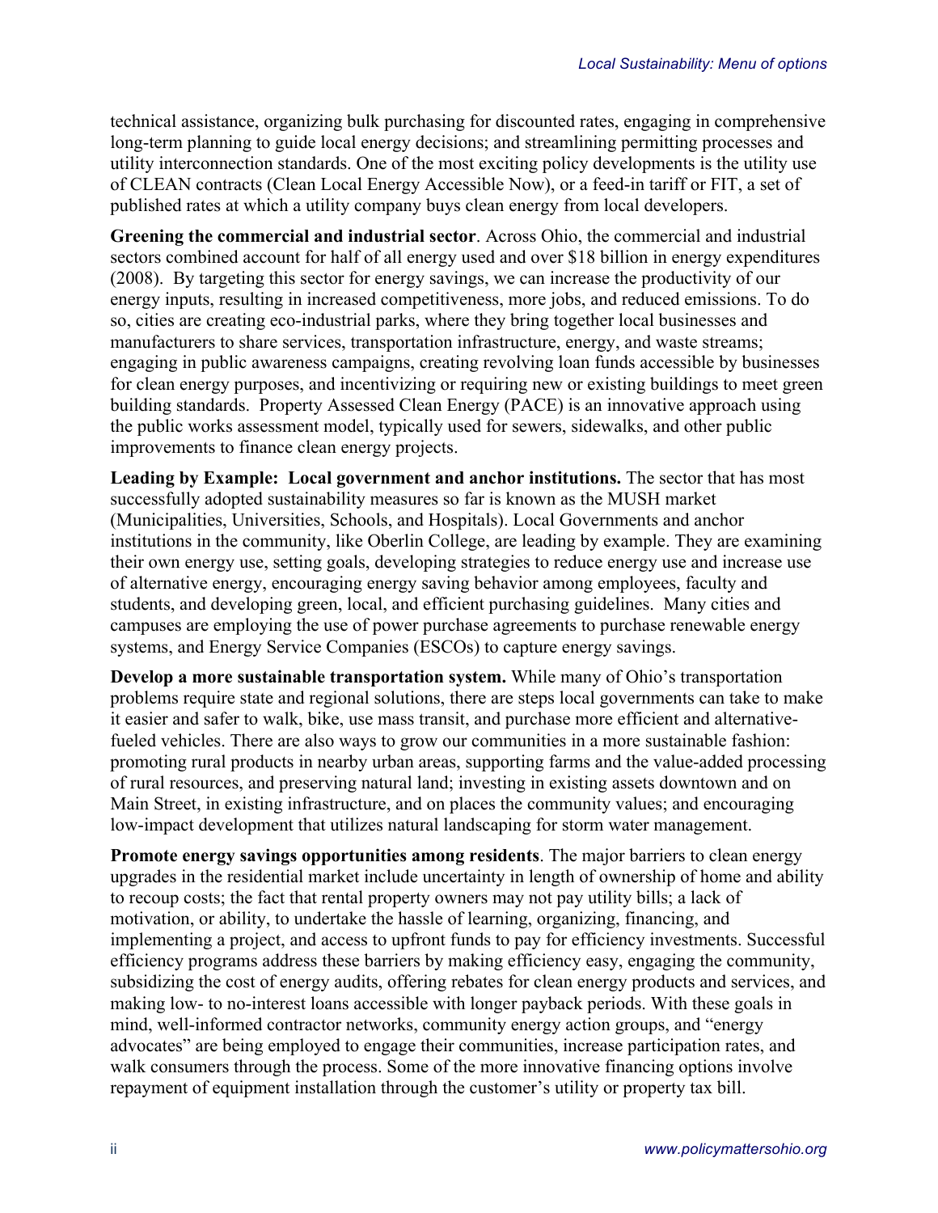technical assistance, organizing bulk purchasing for discounted rates, engaging in comprehensive long-term planning to guide local energy decisions; and streamlining permitting processes and utility interconnection standards. One of the most exciting policy developments is the utility use of CLEAN contracts (Clean Local Energy Accessible Now), or a feed-in tariff or FIT, a set of published rates at which a utility company buys clean energy from local developers.

**Greening the commercial and industrial sector**. Across Ohio, the commercial and industrial sectors combined account for half of all energy used and over $18 billion in energy expenditures (2008). By targeting this sector for energy savings, we can increase the productivity of our energy inputs, resulting in increased competitiveness, more jobs, and reduced emissions. To do so, cities are creating eco-industrial parks, where they bring together local businesses and manufacturers to share services, transportation infrastructure, energy, and waste streams; engaging in public awareness campaigns, creating revolving loan funds accessible by businesses for clean energy purposes, and incentivizing or requiring new or existing buildings to meet green building standards. Property Assessed Clean Energy (PACE) is an innovative approach using the public works assessment model, typically used for sewers, sidewalks, and other public improvements to finance clean energy projects.

**Leading by Example: Local government and anchor institutions.** The sector that has most successfully adopted sustainability measures so far is known as the MUSH market (Municipalities, Universities, Schools, and Hospitals). Local Governments and anchor institutions in the community, like Oberlin College, are leading by example. They are examining their own energy use, setting goals, developing strategies to reduce energy use and increase use of alternative energy, encouraging energy saving behavior among employees, faculty and students, and developing green, local, and efficient purchasing guidelines. Many cities and campuses are employing the use of power purchase agreements to purchase renewable energy systems, and Energy Service Companies (ESCOs) to capture energy savings.

**Develop a more sustainable transportation system.** While many of Ohio's transportation problems require state and regional solutions, there are steps local governments can take to make it easier and safer to walk, bike, use mass transit, and purchase more efficient and alternative-fueled vehicles. There are also ways to grow our communities in a more sustainable fashion: promoting rural products in nearby urban areas, supporting farms and the value-added processing of rural resources, and preserving natural land; investing in existing assets downtown and on Main Street, in existing infrastructure, and on places the community values; and encouraging low-impact development that utilizes natural landscaping for storm water management.

**Promote energy savings opportunities among residents**. The major barriers to clean energy upgrades in the residential market include uncertainty in length of ownership of home and ability to recoup costs; the fact that rental property owners may not pay utility bills; a lack of motivation, or ability, to undertake the hassle of learning, organizing, financing, and implementing a project, and access to upfront funds to pay for efficiency investments. Successful efficiency programs address these barriers by making efficiency easy, engaging the community, subsidizing the cost of energy audits, offering rebates for clean energy products and services, and making low- to no-interest loans accessible with longer payback periods. With these goals in mind, well-informed contractor networks, community energy action groups, and "energy advocates" are being employed to engage their communities, increase participation rates, and walk consumers through the process. Some of the more innovative financing options involve repayment of equipment installation through the customer's utility or property tax bill.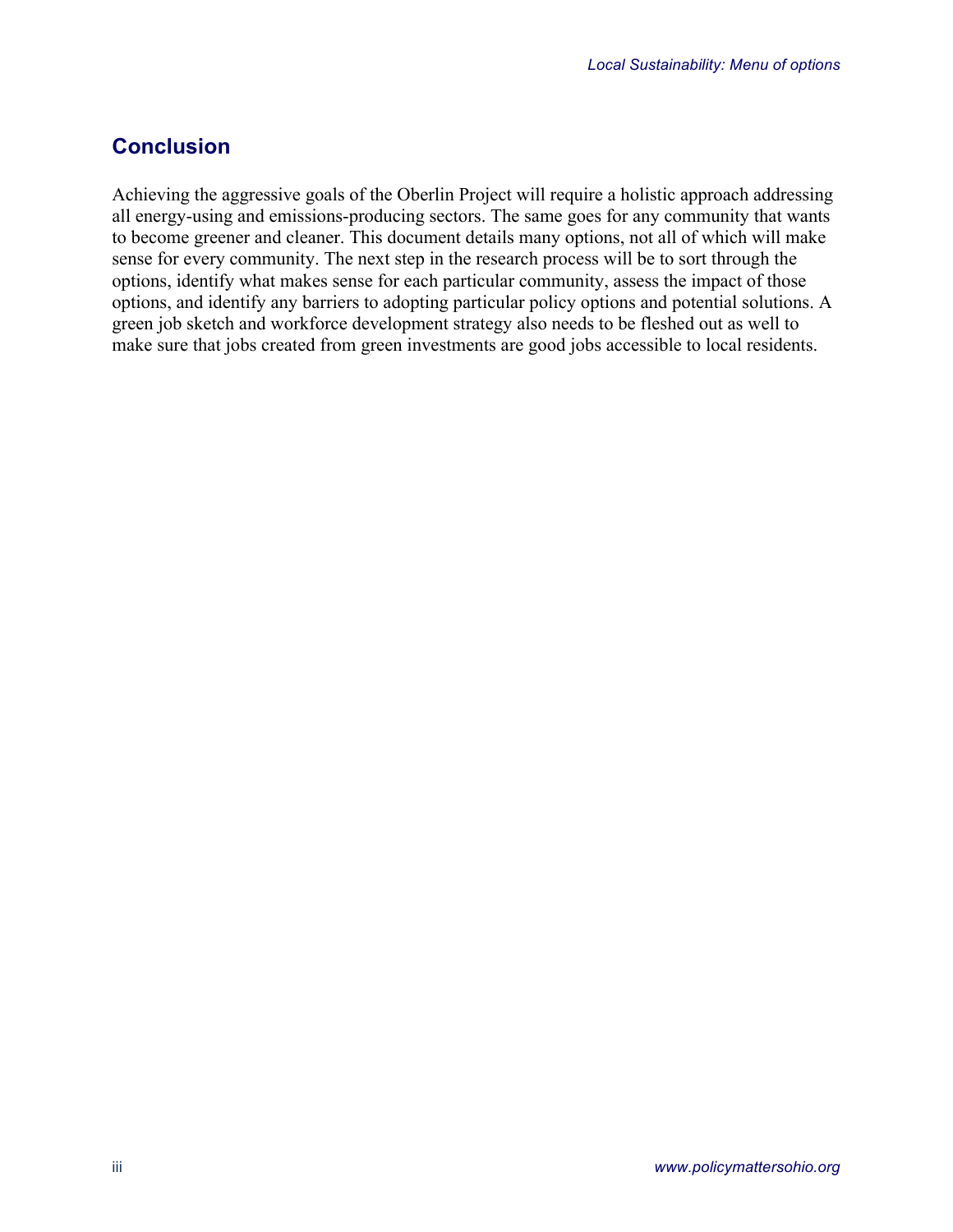## Conclusion

Achieving the aggressive goals of the Oberlin Project will require a holistic approach addressing all energy-using and emissions-producing sectors. The same goes for any community that wants to become greener and cleaner. This document details many options, not all of which will make sense for every community. The next step in the research process will be to sort through the options, identify what makes sense for each particular community, assess the impact of those options, and identify any barriers to adopting particular policy options and potential solutions. A green job sketch and workforce development strategy also needs to be fleshed out as well to make sure that jobs created from green investments are good jobs accessible to local residents.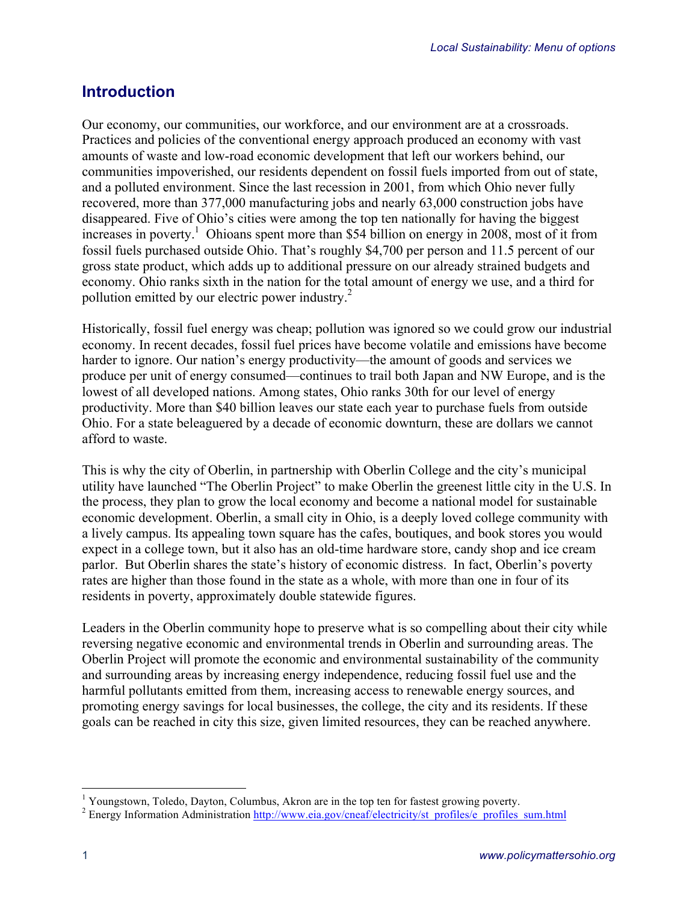## Introduction

Our economy, our communities, our workforce, and our environment are at a crossroads. Practices and policies of the conventional energy approach produced an economy with vast amounts of waste and low-road economic development that left our workers behind, our communities impoverished, our residents dependent on fossil fuels imported from out of state, and a polluted environment. Since the last recession in 2001, from which Ohio never fully recovered, more than 377,000 manufacturing jobs and nearly 63,000 construction jobs have disappeared. Five of Ohio's cities were among the top ten nationally for having the biggest increases in poverty.[1] Ohioans spent more than $54 billion on energy in 2008, most of it from fossil fuels purchased outside Ohio. That's roughly $4,700 per person and 11.5 percent of our gross state product, which adds up to additional pressure on our already strained budgets and economy. Ohio ranks sixth in the nation for the total amount of energy we use, and a third for pollution emitted by our electric power industry.[2]

Historically, fossil fuel energy was cheap; pollution was ignored so we could grow our industrial economy. In recent decades, fossil fuel prices have become volatile and emissions have become harder to ignore. Our nation's energy productivity—the amount of goods and services we produce per unit of energy consumed—continues to trail both Japan and NW Europe, and is the lowest of all developed nations. Among states, Ohio ranks 30th for our level of energy productivity. More than $40 billion leaves our state each year to purchase fuels from outside Ohio. For a state beleaguered by a decade of economic downturn, these are dollars we cannot afford to waste.

This is why the city of Oberlin, in partnership with Oberlin College and the city's municipal utility have launched "The Oberlin Project" to make Oberlin the greenest little city in the U.S. In the process, they plan to grow the local economy and become a national model for sustainable economic development. Oberlin, a small city in Ohio, is a deeply loved college community with a lively campus. Its appealing town square has the cafes, boutiques, and book stores you would expect in a college town, but it also has an old-time hardware store, candy shop and ice cream parlor. But Oberlin shares the state's history of economic distress. In fact, Oberlin's poverty rates are higher than those found in the state as a whole, with more than one in four of its residents in poverty, approximately double statewide figures.

Leaders in the Oberlin community hope to preserve what is so compelling about their city while reversing negative economic and environmental trends in Oberlin and surrounding areas. The Oberlin Project will promote the economic and environmental sustainability of the community and surrounding areas by increasing energy independence, reducing fossil fuel use and the harmful pollutants emitted from them, increasing access to renewable energy sources, and promoting energy savings for local businesses, the college, the city and its residents. If these goals can be reached in city this size, given limited resources, they can be reached anywhere.

---

[1] Youngstown, Toledo, Dayton, Columbus, Akron are in the top ten for fastest growing poverty.

[2] Energy Information Administration http://www.eia.gov/cneaf/electricity/st_profiles/e_profiles_sum.html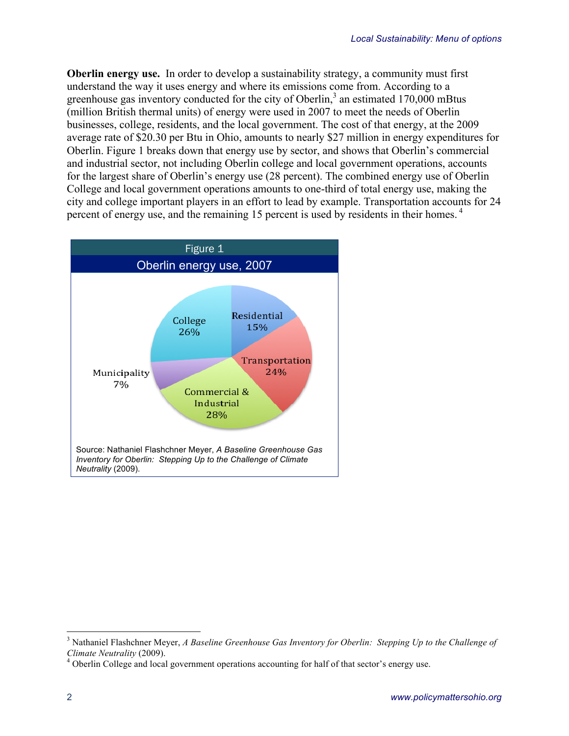**Oberlin energy use.** In order to develop a sustainability strategy, a community must first understand the way it uses energy and where its emissions come from. According to a greenhouse gas inventory conducted for the city of Oberlin,[3] an estimated 170,000 mBtus (million British thermal units) of energy were used in 2007 to meet the needs of Oberlin businesses, college, residents, and the local government. The cost of that energy, at the 2009 average rate of $20.30 per Btu in Ohio, amounts to nearly $27 million in energy expenditures for Oberlin. Figure 1 breaks down that energy use by sector, and shows that Oberlin's commercial and industrial sector, not including Oberlin college and local government operations, accounts for the largest share of Oberlin's energy use (28 percent). The combined energy use of Oberlin College and local government operations amounts to one-third of total energy use, making the city and college important players in an effort to lead by example. Transportation accounts for 24 percent of energy use, and the remaining 15 percent is used by residents in their homes.[4]

Figure 1

Oberlin energy use, 2007

| Sector | Share |
|---|---|
| Residential | 15% |
| Transportation | 24% |
| Commercial & Industrial | 28% |
| Municipality | 7% |
| College | 26% |

Source: Nathaniel Flashchner Meyer, *A Baseline Greenhouse Gas Inventory for Oberlin: Stepping Up to the Challenge of Climate Neutrality* (2009).

---

[3] Nathaniel Flashchner Meyer, *A Baseline Greenhouse Gas Inventory for Oberlin: Stepping Up to the Challenge of Climate Neutrality* (2009).

[4] Oberlin College and local government operations accounting for half of that sector's energy use.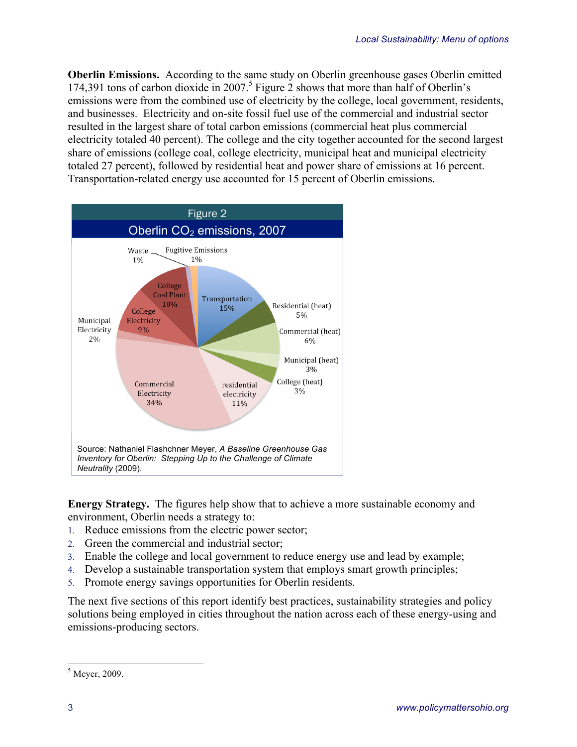**Oberlin Emissions.** According to the same study on Oberlin greenhouse gases Oberlin emitted 174,391 tons of carbon dioxide in 2007.[5] Figure 2 shows that more than half of Oberlin's emissions were from the combined use of electricity by the college, local government, residents, and businesses. Electricity and on-site fossil fuel use of the commercial and industrial sector resulted in the largest share of total carbon emissions (commercial heat plus commercial electricity totaled 40 percent). The college and the city together accounted for the second largest share of emissions (college coal, college electricity, municipal heat and municipal electricity totaled 27 percent), followed by residential heat and power share of emissions at 16 percent. Transportation-related energy use accounted for 15 percent of Oberlin emissions.

Figure 2

Oberlin $CO_2$ emissions, 2007

| Category | Share |
|---|---|
| Waste | 1% |
| Fugitive Emissions | 1% |
| Transportation | 15% |
| Residential (heat) | 5% |
| Commercial (heat) | 6% |
| Municipal (heat) | 3% |
| College (heat) | 3% |
| residential electricity | 11% |
| Commercial Electricity | 34% |
| Municipal Electricity | 2% |
| College Electricity | 9% |
| College Coal Plant | 10% |

Source: Nathaniel Flashchner Meyer, *A Baseline Greenhouse Gas Inventory for Oberlin: Stepping Up to the Challenge of Climate Neutrality* (2009).

**Energy Strategy.** The figures help show that to achieve a more sustainable economy and environment, Oberlin needs a strategy to:

1. Reduce emissions from the electric power sector;
2. Green the commercial and industrial sector;
3. Enable the college and local government to reduce energy use and lead by example;
4. Develop a sustainable transportation system that employs smart growth principles;
5. Promote energy savings opportunities for Oberlin residents.

The next five sections of this report identify best practices, sustainability strategies and policy solutions being employed in cities throughout the nation across each of these energy-using and emissions-producing sectors.

[5] Meyer, 2009.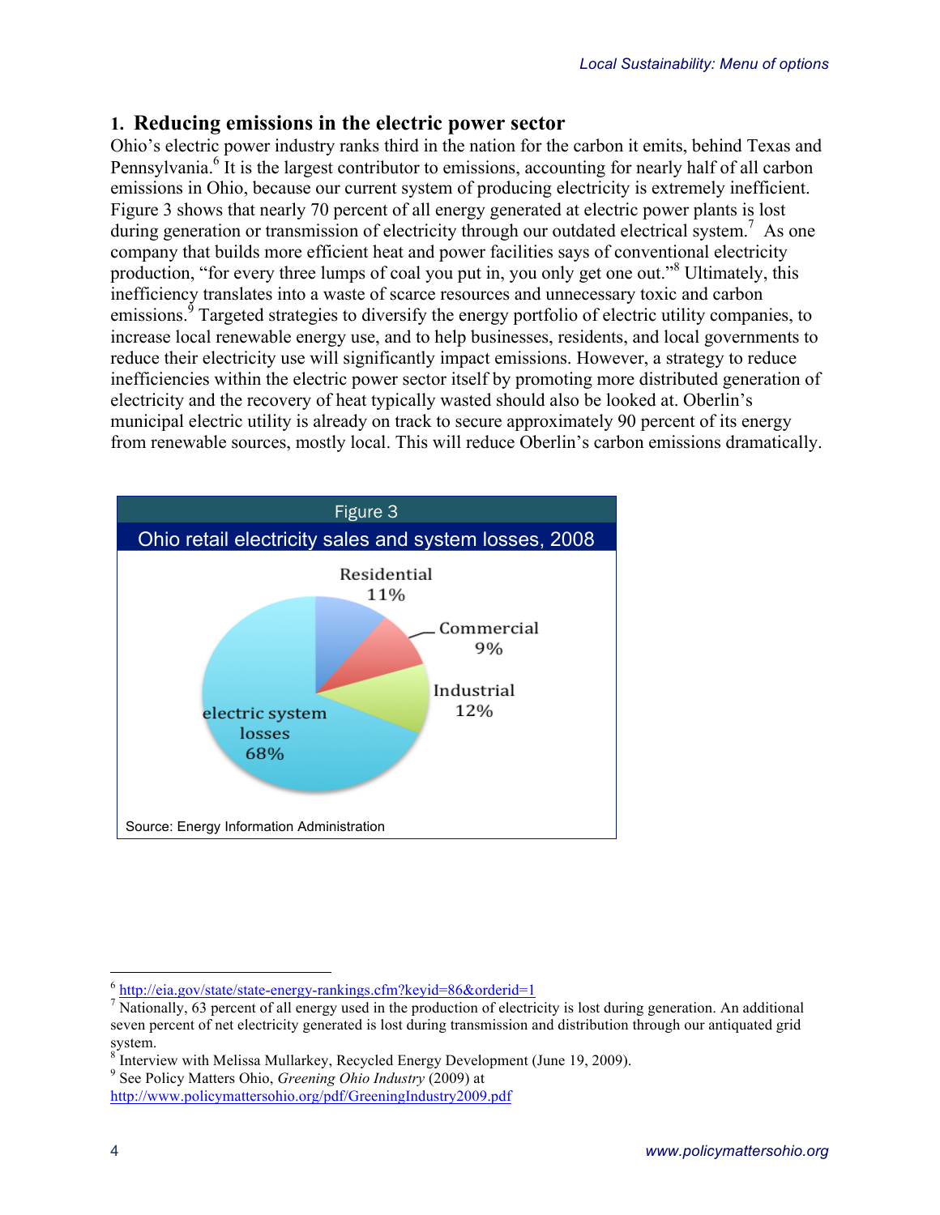## 1. Reducing emissions in the electric power sector

Ohio's electric power industry ranks third in the nation for the carbon it emits, behind Texas and Pennsylvania.[6] It is the largest contributor to emissions, accounting for nearly half of all carbon emissions in Ohio, because our current system of producing electricity is extremely inefficient. Figure 3 shows that nearly 70 percent of all energy generated at electric power plants is lost during generation or transmission of electricity through our outdated electrical system.[7] As one company that builds more efficient heat and power facilities says of conventional electricity production, "for every three lumps of coal you put in, you only get one out."[8] Ultimately, this inefficiency translates into a waste of scarce resources and unnecessary toxic and carbon emissions.[9] Targeted strategies to diversify the energy portfolio of electric utility companies, to increase local renewable energy use, and to help businesses, residents, and local governments to reduce their electricity use will significantly impact emissions. However, a strategy to reduce inefficiencies within the electric power sector itself by promoting more distributed generation of electricity and the recovery of heat typically wasted should also be looked at. Oberlin's municipal electric utility is already on track to secure approximately 90 percent of its energy from renewable sources, mostly local. This will reduce Oberlin's carbon emissions dramatically.

**Figure 3**

**Ohio retail electricity sales and system losses, 2008**

| Category | Share |
|---|---|
| Residential | 11% |
| Commercial | 9% |
| Industrial | 12% |
| electric system losses | 68% |

Source: Energy Information Administration

---

[6] http://eia.gov/state/state-energy-rankings.cfm?keyid=86&orderid=1

[7] Nationally, 63 percent of all energy used in the production of electricity is lost during generation. An additional seven percent of net electricity generated is lost during transmission and distribution through our antiquated grid system.

[8] Interview with Melissa Mullarkey, Recycled Energy Development (June 19, 2009).

[9] See Policy Matters Ohio, *Greening Ohio Industry* (2009) at http://www.policymattersohio.org/pdf/GreeningIndustry2009.pdf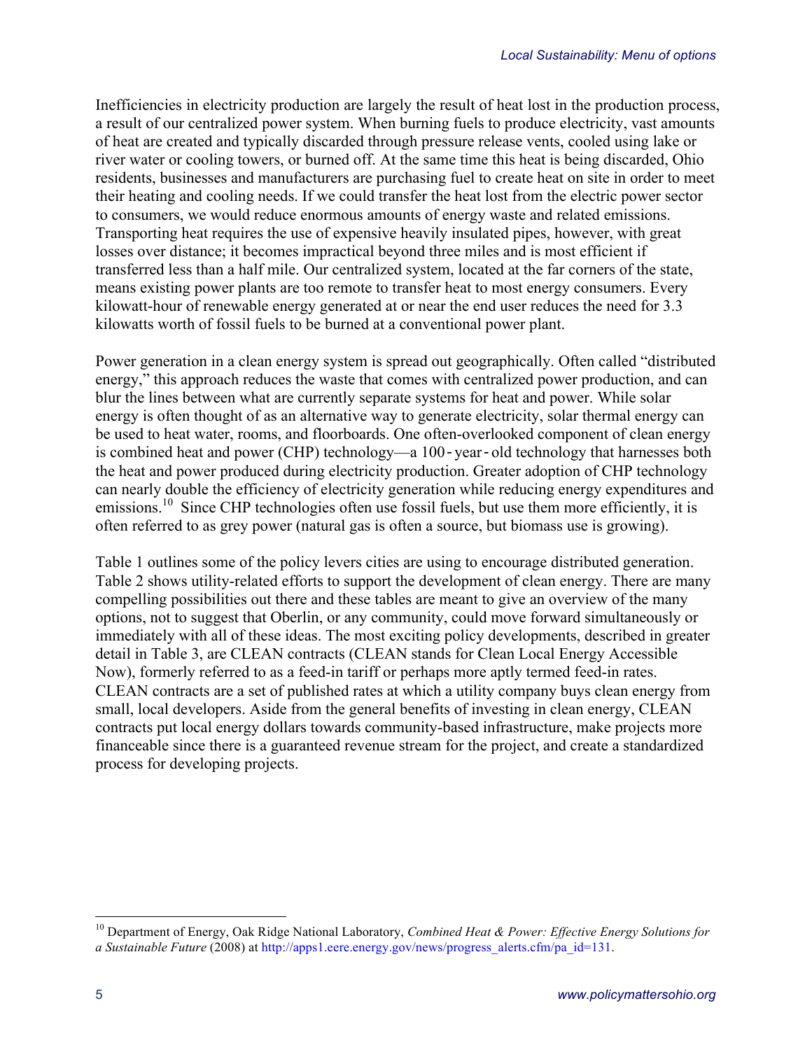Inefficiencies in electricity production are largely the result of heat lost in the production process, a result of our centralized power system. When burning fuels to produce electricity, vast amounts of heat are created and typically discarded through pressure release vents, cooled using lake or river water or cooling towers, or burned off. At the same time this heat is being discarded, Ohio residents, businesses and manufacturers are purchasing fuel to create heat on site in order to meet their heating and cooling needs. If we could transfer the heat lost from the electric power sector to consumers, we would reduce enormous amounts of energy waste and related emissions. Transporting heat requires the use of expensive heavily insulated pipes, however, with great losses over distance; it becomes impractical beyond three miles and is most efficient if transferred less than a half mile. Our centralized system, located at the far corners of the state, means existing power plants are too remote to transfer heat to most energy consumers. Every kilowatt-hour of renewable energy generated at or near the end user reduces the need for 3.3 kilowatts worth of fossil fuels to be burned at a conventional power plant.

Power generation in a clean energy system is spread out geographically. Often called "distributed energy," this approach reduces the waste that comes with centralized power production, and can blur the lines between what are currently separate systems for heat and power. While solar energy is often thought of as an alternative way to generate electricity, solar thermal energy can be used to heat water, rooms, and floorboards. One often-overlooked component of clean energy is combined heat and power (CHP) technology—a 100-year-old technology that harnesses both the heat and power produced during electricity production. Greater adoption of CHP technology can nearly double the efficiency of electricity generation while reducing energy expenditures and emissions.[10] Since CHP technologies often use fossil fuels, but use them more efficiently, it is often referred to as grey power (natural gas is often a source, but biomass use is growing).

Table 1 outlines some of the policy levers cities are using to encourage distributed generation. Table 2 shows utility-related efforts to support the development of clean energy. There are many compelling possibilities out there and these tables are meant to give an overview of the many options, not to suggest that Oberlin, or any community, could move forward simultaneously or immediately with all of these ideas. The most exciting policy developments, described in greater detail in Table 3, are CLEAN contracts (CLEAN stands for Clean Local Energy Accessible Now), formerly referred to as a feed-in tariff or perhaps more aptly termed feed-in rates. CLEAN contracts are a set of published rates at which a utility company buys clean energy from small, local developers. Aside from the general benefits of investing in clean energy, CLEAN contracts put local energy dollars towards community-based infrastructure, make projects more financeable since there is a guaranteed revenue stream for the project, and create a standardized process for developing projects.

---

[10] Department of Energy, Oak Ridge National Laboratory, *Combined Heat & Power: Effective Energy Solutions for a Sustainable Future* (2008) at http://apps1.eere.energy.gov/news/progress_alerts.cfm/pa_id=131.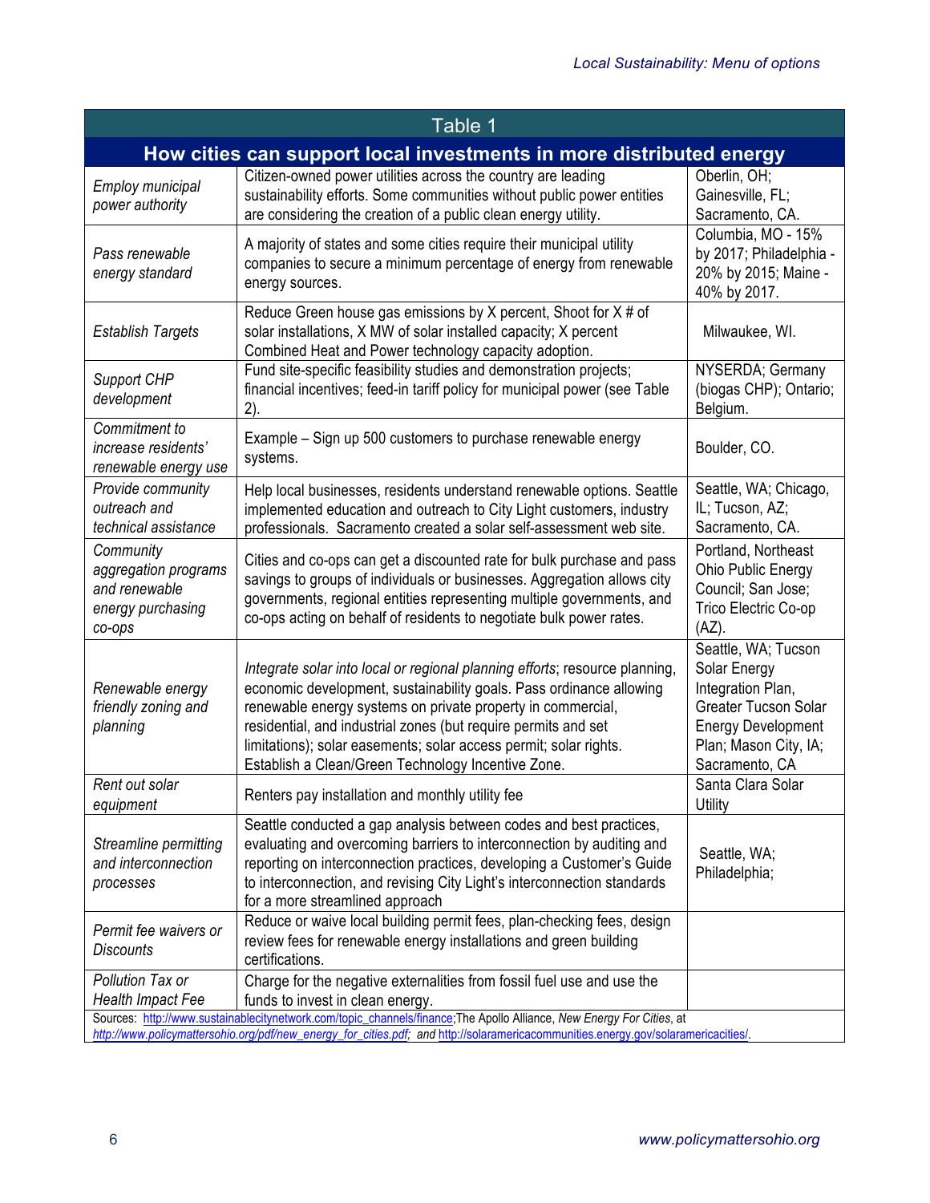| Table 1 | | |
|---|---|---|
| **How cities can support local investments in more distributed energy** | | |
| *Employ municipal power authority* | Citizen-owned power utilities across the country are leading sustainability efforts. Some communities without public power entities are considering the creation of a public clean energy utility. | Oberlin, OH; Gainesville, FL; Sacramento, CA. |
| *Pass renewable energy standard* | A majority of states and some cities require their municipal utility companies to secure a minimum percentage of energy from renewable energy sources. | Columbia, MO - 15% by 2017; Philadelphia - 20% by 2015; Maine - 40% by 2017. |
| *Establish Targets* | Reduce Green house gas emissions by X percent, Shoot for X # of solar installations, X MW of solar installed capacity; X percent Combined Heat and Power technology capacity adoption. | Milwaukee, WI. |
| *Support CHP development* | Fund site-specific feasibility studies and demonstration projects; financial incentives; feed-in tariff policy for municipal power (see Table 2). | NYSERDA; Germany (biogas CHP); Ontario; Belgium. |
| *Commitment to increase residents' renewable energy use* | Example – Sign up 500 customers to purchase renewable energy systems. | Boulder, CO. |
| *Provide community outreach and technical assistance* | Help local businesses, residents understand renewable options. Seattle implemented education and outreach to City Light customers, industry professionals. Sacramento created a solar self-assessment web site. | Seattle, WA; Chicago, IL; Tucson, AZ; Sacramento, CA. |
| *Community aggregation programs and renewable energy purchasing co-ops* | Cities and co-ops can get a discounted rate for bulk purchase and pass savings to groups of individuals or businesses. Aggregation allows city governments, regional entities representing multiple governments, and co-ops acting on behalf of residents to negotiate bulk power rates. | Portland, Northeast Ohio Public Energy Council; San Jose; Trico Electric Co-op (AZ). |
| *Renewable energy friendly zoning and planning* | *Integrate solar into local or regional planning efforts*; resource planning, economic development, sustainability goals. Pass ordinance allowing renewable energy systems on private property in commercial, residential, and industrial zones (but require permits and set limitations); solar easements; solar access permit; solar rights. Establish a Clean/Green Technology Incentive Zone. | Seattle, WA; Tucson Solar Energy Integration Plan, Greater Tucson Solar Energy Development Plan; Mason City, IA; Sacramento, CA |
| *Rent out solar equipment* | Renters pay installation and monthly utility fee | Santa Clara Solar Utility |
| *Streamline permitting and interconnection processes* | Seattle conducted a gap analysis between codes and best practices, evaluating and overcoming barriers to interconnection by auditing and reporting on interconnection practices, developing a Customer's Guide to interconnection, and revising City Light's interconnection standards for a more streamlined approach | Seattle, WA; Philadelphia; |
| *Permit fee waivers or Discounts* | Reduce or waive local building permit fees, plan-checking fees, design review fees for renewable energy installations and green building certifications. | |
| *Pollution Tax or Health Impact Fee* | Charge for the negative externalities from fossil fuel use and use the funds to invest in clean energy. | |

Sources: http://www.sustainablecitynetwork.com/topic_channels/finance; The Apollo Alliance, *New Energy For Cities*, at *http://www.policymattersohio.org/pdf/new_energy_for_cities.pdf;* and http://solaramericacommunities.energy.gov/solaramericacities/.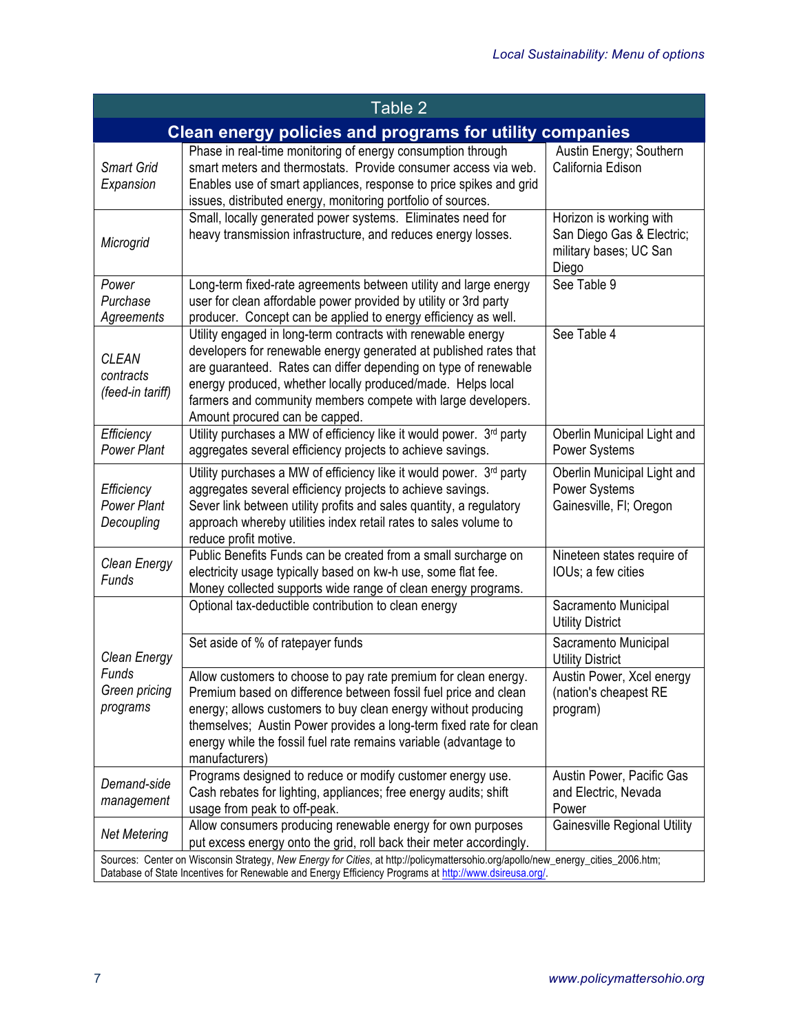## Table 2

### Clean energy policies and programs for utility companies

| Policy/Program | Description | Examples |
| --- | --- | --- |
| *Smart Grid Expansion* | Phase in real-time monitoring of energy consumption through smart meters and thermostats. Provide consumer access via web. Enables use of smart appliances, response to price spikes and grid issues, distributed energy, monitoring portfolio of sources. | Austin Energy; Southern California Edison |
| *Microgrid* | Small, locally generated power systems. Eliminates need for heavy transmission infrastructure, and reduces energy losses. | Horizon is working with San Diego Gas & Electric; military bases; UC San Diego |
| *Power Purchase Agreements* | Long-term fixed-rate agreements between utility and large energy user for clean affordable power provided by utility or 3rd party producer. Concept can be applied to energy efficiency as well. | See Table 9 |
| *CLEAN contracts (feed-in tariff)* | Utility engaged in long-term contracts with renewable energy developers for renewable energy generated at published rates that are guaranteed. Rates can differ depending on type of renewable energy produced, whether locally produced/made. Helps local farmers and community members compete with large developers. Amount procured can be capped. | See Table 4 |
| *Efficiency Power Plant* | Utility purchases a MW of efficiency like it would power. 3rd party aggregates several efficiency projects to achieve savings. | Oberlin Municipal Light and Power Systems |
| *Efficiency Power Plant Decoupling* | Utility purchases a MW of efficiency like it would power. 3rd party aggregates several efficiency projects to achieve savings. Sever link between utility profits and sales quantity, a regulatory approach whereby utilities index retail rates to sales volume to reduce profit motive. | Oberlin Municipal Light and Power Systems Gainesville, Fl; Oregon |
| *Clean Energy Funds* | Public Benefits Funds can be created from a small surcharge on electricity usage typically based on kw-h use, some flat fee. Money collected supports wide range of clean energy programs. | Nineteen states require of IOUs; a few cities |
| *Clean Energy Funds Green pricing programs* | Optional tax-deductible contribution to clean energy | Sacramento Municipal Utility District |
| | Set aside of % of ratepayer funds | Sacramento Municipal Utility District |
| | Allow customers to choose to pay rate premium for clean energy. Premium based on difference between fossil fuel price and clean energy; allows customers to buy clean energy without producing themselves; Austin Power provides a long-term fixed rate for clean energy while the fossil fuel rate remains variable (advantage to manufacturers) | Austin Power, Xcel energy (nation's cheapest RE program) |
| *Demand-side management* | Programs designed to reduce or modify customer energy use. Cash rebates for lighting, appliances; free energy audits; shift usage from peak to off-peak. | Austin Power, Pacific Gas and Electric, Nevada Power |
| *Net Metering* | Allow consumers producing renewable energy for own purposes put excess energy onto the grid, roll back their meter accordingly. | Gainesville Regional Utility |

Sources: Center on Wisconsin Strategy, *New Energy for Cities*, at http://policymattersohio.org/apollo/new_energy_cities_2006.htm; Database of State Incentives for Renewable and Energy Efficiency Programs at http://www.dsireusa.org/.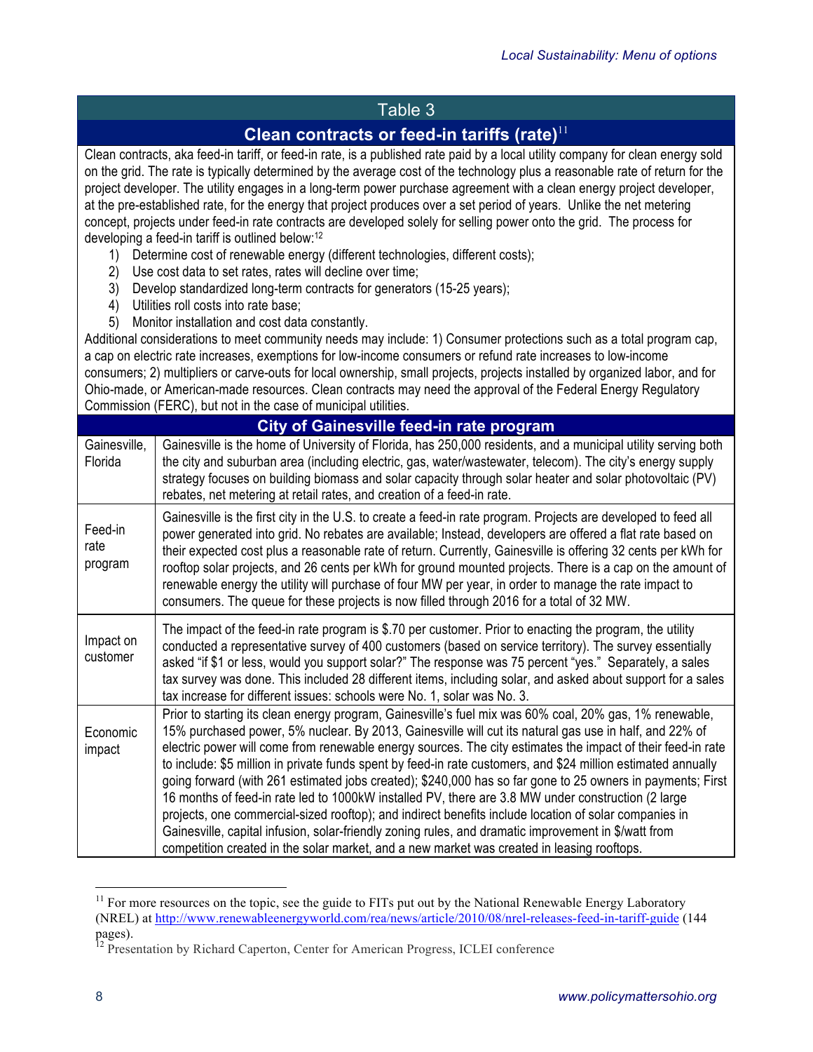## Table 3

### Clean contracts or feed-in tariffs (rate)[11]

Clean contracts, aka feed-in tariff, or feed-in rate, is a published rate paid by a local utility company for clean energy sold on the grid. The rate is typically determined by the average cost of the technology plus a reasonable rate of return for the project developer. The utility engages in a long-term power purchase agreement with a clean energy project developer, at the pre-established rate, for the energy that project produces over a set period of years. Unlike the net metering concept, projects under feed-in rate contracts are developed solely for selling power onto the grid. The process for developing a feed-in tariff is outlined below:[12]

1) Determine cost of renewable energy (different technologies, different costs);
2) Use cost data to set rates, rates will decline over time;
3) Develop standardized long-term contracts for generators (15-25 years);
4) Utilities roll costs into rate base;
5) Monitor installation and cost data constantly.

Additional considerations to meet community needs may include: 1) Consumer protections such as a total program cap, a cap on electric rate increases, exemptions for low-income consumers or refund rate increases to low-income consumers; 2) multipliers or carve-outs for local ownership, small projects, projects installed by organized labor, and for Ohio-made, or American-made resources. Clean contracts may need the approval of the Federal Energy Regulatory Commission (FERC), but not in the case of municipal utilities.

### City of Gainesville feed-in rate program

| | |
|---|---|
| Gainesville, Florida | Gainesville is the home of University of Florida, has 250,000 residents, and a municipal utility serving both the city and suburban area (including electric, gas, water/wastewater, telecom). The city's energy supply strategy focuses on building biomass and solar capacity through solar heater and solar photovoltaic (PV) rebates, net metering at retail rates, and creation of a feed-in rate. |
| Feed-in rate program | Gainesville is the first city in the U.S. to create a feed-in rate program. Projects are developed to feed all power generated into grid. No rebates are available; Instead, developers are offered a flat rate based on their expected cost plus a reasonable rate of return. Currently, Gainesville is offering 32 cents per kWh for rooftop solar projects, and 26 cents per kWh for ground mounted projects. There is a cap on the amount of renewable energy the utility will purchase of four MW per year, in order to manage the rate impact to consumers. The queue for these projects is now filled through 2016 for a total of 32 MW. |
| Impact on customer | The impact of the feed-in rate program is $.70 per customer. Prior to enacting the program, the utility conducted a representative survey of 400 customers (based on service territory). The survey essentially asked "if $1 or less, would you support solar?" The response was 75 percent "yes." Separately, a sales tax survey was done. This included 28 different items, including solar, and asked about support for a sales tax increase for different issues: schools were No. 1, solar was No. 3. |
| Economic impact | Prior to starting its clean energy program, Gainesville's fuel mix was 60% coal, 20% gas, 1% renewable, 15% purchased power, 5% nuclear. By 2013, Gainesville will cut its natural gas use in half, and 22% of electric power will come from renewable energy sources. The city estimates the impact of their feed-in rate to include: $5 million in private funds spent by feed-in rate customers, and $24 million estimated annually going forward (with 261 estimated jobs created); $240,000 has so far gone to 25 owners in payments; First 16 months of feed-in rate led to 1000kW installed PV, there are 3.8 MW under construction (2 large projects, one commercial-sized rooftop); and indirect benefits include location of solar companies in Gainesville, capital infusion, solar-friendly zoning rules, and dramatic improvement in $/watt from competition created in the solar market, and a new market was created in leasing rooftops. |

[11] For more resources on the topic, see the guide to FITs put out by the National Renewable Energy Laboratory (NREL) at http://www.renewableenergyworld.com/rea/news/article/2010/08/nrel-releases-feed-in-tariff-guide (144 pages).

[12] Presentation by Richard Caperton, Center for American Progress, ICLEI conference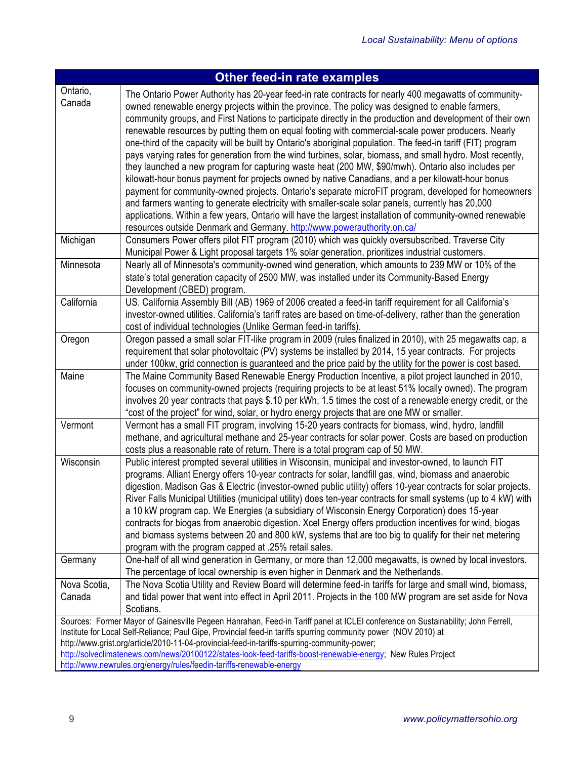| Other feed-in rate examples | |
|---|---|
| Ontario, Canada | The Ontario Power Authority has 20-year feed-in rate contracts for nearly 400 megawatts of community-owned renewable energy projects within the province. The policy was designed to enable farmers, community groups, and First Nations to participate directly in the production and development of their own renewable resources by putting them on equal footing with commercial-scale power producers. Nearly one-third of the capacity will be built by Ontario's aboriginal population. The feed-in tariff (FIT) program pays varying rates for generation from the wind turbines, solar, biomass, and small hydro. Most recently, they launched a new program for capturing waste heat (200 MW, $90/mwh). Ontario also includes per kilowatt-hour bonus payment for projects owned by native Canadians, and a per kilowatt-hour bonus payment for community-owned projects. Ontario's separate microFIT program, developed for homeowners and farmers wanting to generate electricity with smaller-scale solar panels, currently has 20,000 applications. Within a few years, Ontario will have the largest installation of community-owned renewable resources outside Denmark and Germany. http://www.powerauthority.on.ca/ |
| Michigan | Consumers Power offers pilot FIT program (2010) which was quickly oversubscribed. Traverse City Municipal Power & Light proposal targets 1% solar generation, prioritizes industrial customers. |
| Minnesota | Nearly all of Minnesota's community-owned wind generation, which amounts to 239 MW or 10% of the state's total generation capacity of 2500 MW, was installed under its Community-Based Energy Development (CBED) program. |
| California | US. California Assembly Bill (AB) 1969 of 2006 created a feed-in tariff requirement for all California's investor-owned utilities. California's tariff rates are based on time-of-delivery, rather than the generation cost of individual technologies (Unlike German feed-in tariffs). |
| Oregon | Oregon passed a small solar FIT-like program in 2009 (rules finalized in 2010), with 25 megawatts cap, a requirement that solar photovoltaic (PV) systems be installed by 2014, 15 year contracts. For projects under 100kw, grid connection is guaranteed and the price paid by the utility for the power is cost based. |
| Maine | The Maine Community Based Renewable Energy Production Incentive, a pilot project launched in 2010, focuses on community-owned projects (requiring projects to be at least 51% locally owned). The program involves 20 year contracts that pays $.10 per kWh, 1.5 times the cost of a renewable energy credit, or the "cost of the project" for wind, solar, or hydro energy projects that are one MW or smaller. |
| Vermont | Vermont has a small FIT program, involving 15-20 years contracts for biomass, wind, hydro, landfill methane, and agricultural methane and 25-year contracts for solar power. Costs are based on production costs plus a reasonable rate of return. There is a total program cap of 50 MW. |
| Wisconsin | Public interest prompted several utilities in Wisconsin, municipal and investor-owned, to launch FIT programs. Alliant Energy offers 10-year contracts for solar, landfill gas, wind, biomass and anaerobic digestion. Madison Gas & Electric (investor-owned public utility) offers 10-year contracts for solar projects. River Falls Municipal Utilities (municipal utility) does ten-year contracts for small systems (up to 4 kW) with a 10 kW program cap. We Energies (a subsidiary of Wisconsin Energy Corporation) does 15-year contracts for biogas from anaerobic digestion. Xcel Energy offers production incentives for wind, biogas and biomass systems between 20 and 800 kW, systems that are too big to qualify for their net metering program with the program capped at .25% retail sales. |
| Germany | One-half of all wind generation in Germany, or more than 12,000 megawatts, is owned by local investors. The percentage of local ownership is even higher in Denmark and the Netherlands. |
| Nova Scotia, Canada | The Nova Scotia Utility and Review Board will determine feed-in tariffs for large and small wind, biomass, and tidal power that went into effect in April 2011. Projects in the 100 MW program are set aside for Nova Scotians. |

Sources: Former Mayor of Gainesville Pegeen Hanrahan, Feed-in Tariff panel at ICLEI conference on Sustainability; John Ferrell, Institute for Local Self-Reliance; Paul Gipe, Provincial feed-in tariffs spurring community power (NOV 2010) at http://www.grist.org/article/2010-11-04-provincial-feed-in-tariffs-spurring-community-power; http://solveclimatenews.com/news/20100122/states-look-feed-tariffs-boost-renewable-energy; New Rules Project http://www.newrules.org/energy/rules/feedin-tariffs-renewable-energy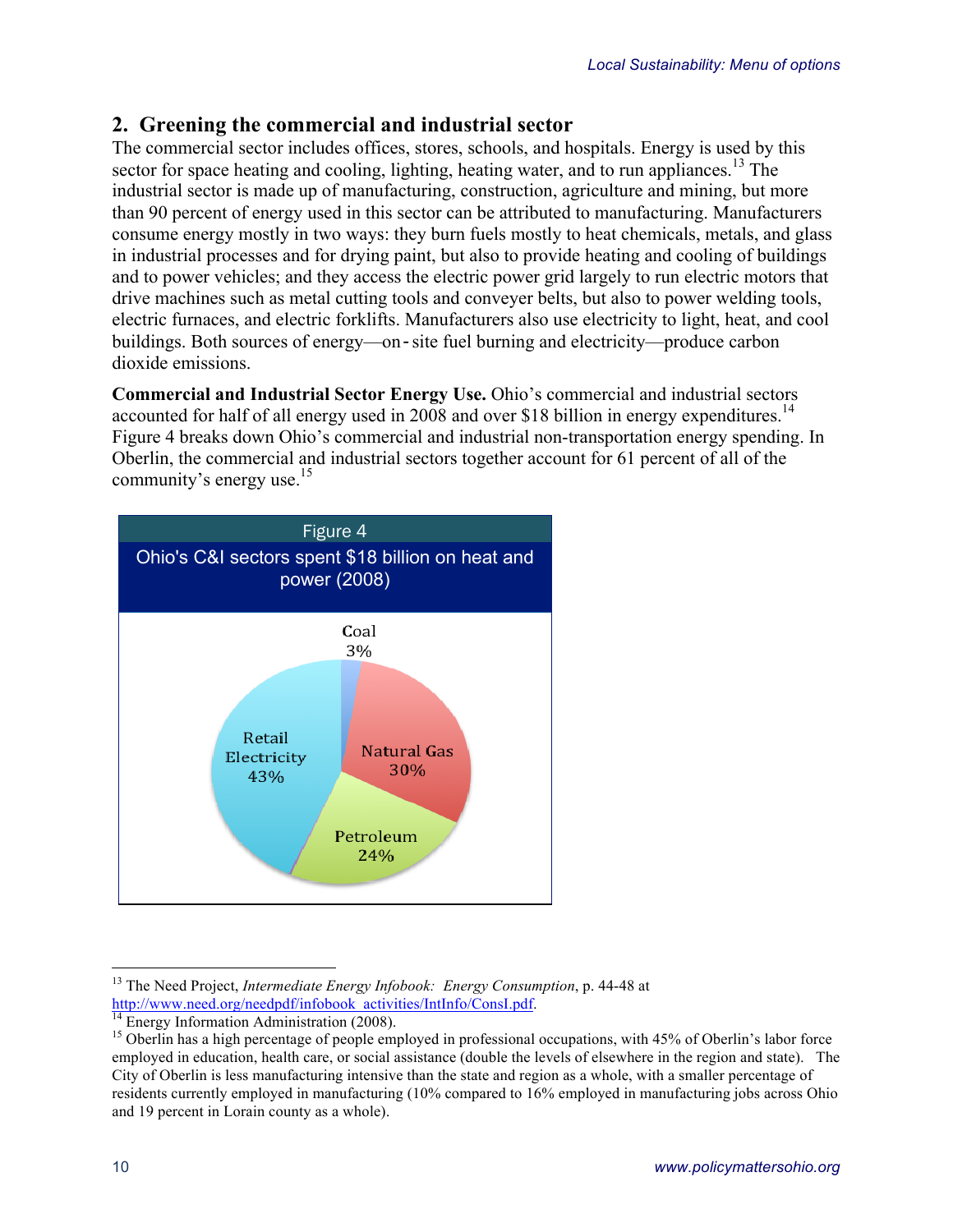## 2. Greening the commercial and industrial sector

The commercial sector includes offices, stores, schools, and hospitals. Energy is used by this sector for space heating and cooling, lighting, heating water, and to run appliances.[13] The industrial sector is made up of manufacturing, construction, agriculture and mining, but more than 90 percent of energy used in this sector can be attributed to manufacturing. Manufacturers consume energy mostly in two ways: they burn fuels mostly to heat chemicals, metals, and glass in industrial processes and for drying paint, but also to provide heating and cooling of buildings and to power vehicles; and they access the electric power grid largely to run electric motors that drive machines such as metal cutting tools and conveyer belts, but also to power welding tools, electric furnaces, and electric forklifts. Manufacturers also use electricity to light, heat, and cool buildings. Both sources of energy—on-site fuel burning and electricity—produce carbon dioxide emissions.

**Commercial and Industrial Sector Energy Use.** Ohio's commercial and industrial sectors accounted for half of all energy used in 2008 and over $18 billion in energy expenditures.[14] Figure 4 breaks down Ohio's commercial and industrial non-transportation energy spending. In Oberlin, the commercial and industrial sectors together account for 61 percent of all of the community's energy use.[15]

Figure 4

Ohio's C&I sectors spent $18 billion on heat and power (2008)

| Source | Share |
|---|---|
| Coal | 3% |
| Natural Gas | 30% |
| Petroleum | 24% |
| Retail Electricity | 43% |

---

[13] The Need Project, *Intermediate Energy Infobook: Energy Consumption*, p. 44-48 at http://www.need.org/needpdf/infobook_activities/IntInfo/ConsI.pdf.

[14] Energy Information Administration (2008).

[15] Oberlin has a high percentage of people employed in professional occupations, with 45% of Oberlin's labor force employed in education, health care, or social assistance (double the levels of elsewhere in the region and state). The City of Oberlin is less manufacturing intensive than the state and region as a whole, with a smaller percentage of residents currently employed in manufacturing (10% compared to 16% employed in manufacturing jobs across Ohio and 19 percent in Lorain county as a whole).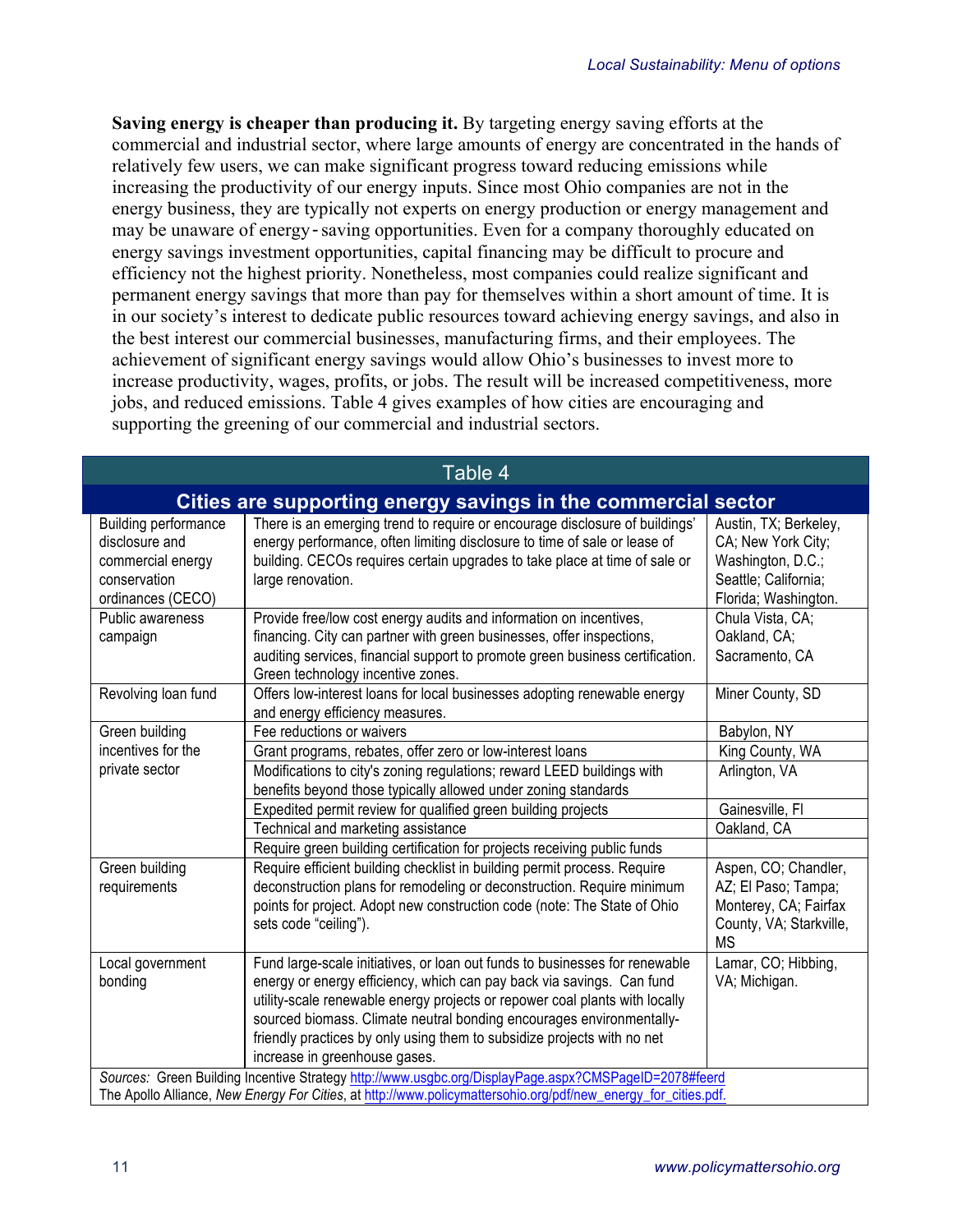**Saving energy is cheaper than producing it.** By targeting energy saving efforts at the commercial and industrial sector, where large amounts of energy are concentrated in the hands of relatively few users, we can make significant progress toward reducing emissions while increasing the productivity of our energy inputs. Since most Ohio companies are not in the energy business, they are typically not experts on energy production or energy management and may be unaware of energy‑saving opportunities. Even for a company thoroughly educated on energy savings investment opportunities, capital financing may be difficult to procure and efficiency not the highest priority. Nonetheless, most companies could realize significant and permanent energy savings that more than pay for themselves within a short amount of time. It is in our society's interest to dedicate public resources toward achieving energy savings, and also in the best interest our commercial businesses, manufacturing firms, and their employees. The achievement of significant energy savings would allow Ohio's businesses to invest more to increase productivity, wages, profits, or jobs. The result will be increased competitiveness, more jobs, and reduced emissions. Table 4 gives examples of how cities are encouraging and supporting the greening of our commercial and industrial sectors.

**Table 4**

**Cities are supporting energy savings in the commercial sector**

| | | |
|---|---|---|
| Building performance disclosure and commercial energy conservation ordinances (CECO) | There is an emerging trend to require or encourage disclosure of buildings' energy performance, often limiting disclosure to time of sale or lease of building. CECOs requires certain upgrades to take place at time of sale or large renovation. | Austin, TX; Berkeley, CA; New York City; Washington, D.C.; Seattle; California; Florida; Washington. |
| Public awareness campaign | Provide free/low cost energy audits and information on incentives, financing. City can partner with green businesses, offer inspections, auditing services, financial support to promote green business certification. Green technology incentive zones. | Chula Vista, CA; Oakland, CA; Sacramento, CA |
| Revolving loan fund | Offers low-interest loans for local businesses adopting renewable energy and energy efficiency measures. | Miner County, SD |
| Green building incentives for the private sector | Fee reductions or waivers | Babylon, NY |
| | Grant programs, rebates, offer zero or low-interest loans | King County, WA |
| | Modifications to city's zoning regulations; reward LEED buildings with benefits beyond those typically allowed under zoning standards | Arlington, VA |
| | Expedited permit review for qualified green building projects | Gainesville, Fl |
| | Technical and marketing assistance | Oakland, CA |
| | Require green building certification for projects receiving public funds | |
| Green building requirements | Require efficient building checklist in building permit process. Require deconstruction plans for remodeling or deconstruction. Require minimum points for project. Adopt new construction code (note: The State of Ohio sets code "ceiling"). | Aspen, CO; Chandler, AZ; El Paso; Tampa; Monterey, CA; Fairfax County, VA; Starkville, MS |
| Local government bonding | Fund large-scale initiatives, or loan out funds to businesses for renewable energy or energy efficiency, which can pay back via savings. Can fund utility-scale renewable energy projects or repower coal plants with locally sourced biomass. Climate neutral bonding encourages environmentally-friendly practices by only using them to subsidize projects with no net increase in greenhouse gases. | Lamar, CO; Hibbing, VA; Michigan. |

*Sources:* Green Building Incentive Strategy http://www.usgbc.org/DisplayPage.aspx?CMSPageID=2078#feerd
The Apollo Alliance, *New Energy For Cities*, at http://www.policymattersohio.org/pdf/new_energy_for_cities.pdf.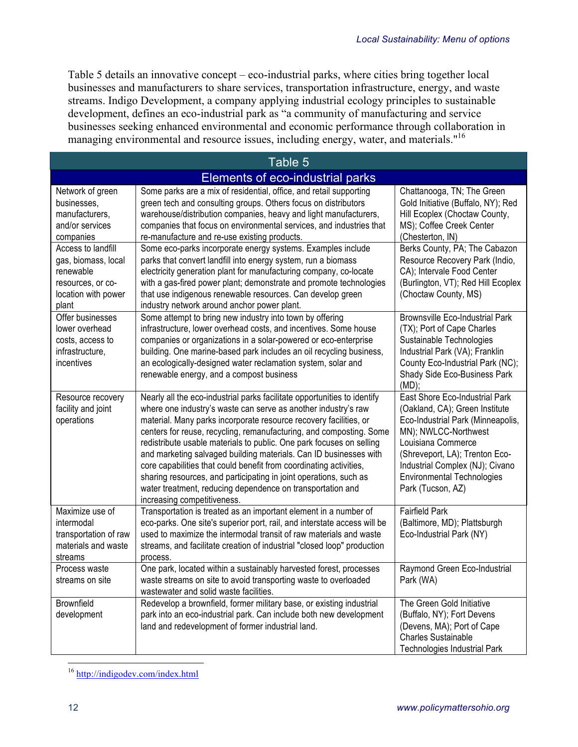Table 5 details an innovative concept – eco-industrial parks, where cities bring together local businesses and manufacturers to share services, transportation infrastructure, energy, and waste streams. Indigo Development, a company applying industrial ecology principles to sustainable development, defines an eco-industrial park as "a community of manufacturing and service businesses seeking enhanced environmental and economic performance through collaboration in managing environmental and resource issues, including energy, water, and materials."[16]

| Table 5 | | |
|---|---|---|
| **Elements of eco-industrial parks** | | |
| Network of green businesses, manufacturers, and/or services companies | Some parks are a mix of residential, office, and retail supporting green tech and consulting groups. Others focus on distributors warehouse/distribution companies, heavy and light manufacturers, companies that focus on environmental services, and industries that re-manufacture and re-use existing products. | Chattanooga, TN; The Green Gold Initiative (Buffalo, NY); Red Hill Ecoplex (Choctaw County, MS); Coffee Creek Center (Chesterton, IN) |
| Access to landfill gas, biomass, local renewable resources, or co-location with power plant | Some eco-parks incorporate energy systems. Examples include parks that convert landfill into energy system, run a biomass electricity generation plant for manufacturing company, co-locate with a gas-fired power plant; demonstrate and promote technologies that use indigenous renewable resources. Can develop green industry network around anchor power plant. | Berks County, PA; The Cabazon Resource Recovery Park (Indio, CA); Intervale Food Center (Burlington, VT); Red Hill Ecoplex (Choctaw County, MS) |
| Offer businesses lower overhead costs, access to infrastructure, incentives | Some attempt to bring new industry into town by offering infrastructure, lower overhead costs, and incentives. Some house companies or organizations in a solar-powered or eco-enterprise building. One marine-based park includes an oil recycling business, an ecologically-designed water reclamation system, solar and renewable energy, and a compost business | Brownsville Eco-Industrial Park (TX); Port of Cape Charles Sustainable Technologies Industrial Park (VA); Franklin County Eco-Industrial Park (NC); Shady Side Eco-Business Park (MD); |
| Resource recovery facility and joint operations | Nearly all the eco-industrial parks facilitate opportunities to identify where one industry's waste can serve as another industry's raw material. Many parks incorporate resource recovery facilities, or centers for reuse, recycling, remanufacturing, and composting. Some redistribute usable materials to public. One park focuses on selling and marketing salvaged building materials. Can ID businesses with core capabilities that could benefit from coordinating activities, sharing resources, and participating in joint operations, such as water treatment, reducing dependence on transportation and increasing competitiveness. | East Shore Eco-Industrial Park (Oakland, CA); Green Institute Eco-Industrial Park (Minneapolis, MN); NWLCC-Northwest Louisiana Commerce (Shreveport, LA); Trenton Eco-Industrial Complex (NJ); Civano Environmental Technologies Park (Tucson, AZ) |
| Maximize use of intermodal transportation of raw materials and waste streams | Transportation is treated as an important element in a number of eco-parks. One site's superior port, rail, and interstate access will be used to maximize the intermodal transit of raw materials and waste streams, and facilitate creation of industrial "closed loop" production process. | Fairfield Park (Baltimore, MD); Plattsburgh Eco-Industrial Park (NY) |
| Process waste streams on site | One park, located within a sustainably harvested forest, processes waste streams on site to avoid transporting waste to overloaded wastewater and solid waste facilities. | Raymond Green Eco-Industrial Park (WA) |
| Brownfield development | Redevelop a brownfield, former military base, or existing industrial park into an eco-industrial park. Can include both new development land and redevelopment of former industrial land. | The Green Gold Initiative (Buffalo, NY); Fort Devens (Devens, MA); Port of Cape Charles Sustainable Technologies Industrial Park |

[16] http://indigodev.com/index.html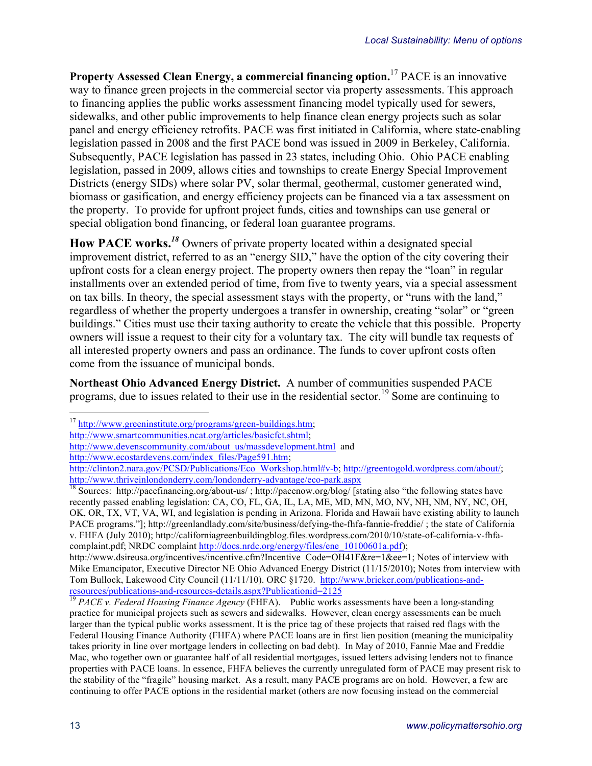**Property Assessed Clean Energy, a commercial financing option.**[17] PACE is an innovative way to finance green projects in the commercial sector via property assessments. This approach to financing applies the public works assessment financing model typically used for sewers, sidewalks, and other public improvements to help finance clean energy projects such as solar panel and energy efficiency retrofits. PACE was first initiated in California, where state-enabling legislation passed in 2008 and the first PACE bond was issued in 2009 in Berkeley, California. Subsequently, PACE legislation has passed in 23 states, including Ohio. Ohio PACE enabling legislation, passed in 2009, allows cities and townships to create Energy Special Improvement Districts (energy SIDs) where solar PV, solar thermal, geothermal, customer generated wind, biomass or gasification, and energy efficiency projects can be financed via a tax assessment on the property. To provide for upfront project funds, cities and townships can use general or special obligation bond financing, or federal loan guarantee programs.

**How PACE works.**[18] Owners of private property located within a designated special improvement district, referred to as an "energy SID," have the option of the city covering their upfront costs for a clean energy project. The property owners then repay the "loan" in regular installments over an extended period of time, from five to twenty years, via a special assessment on tax bills. In theory, the special assessment stays with the property, or "runs with the land," regardless of whether the property undergoes a transfer in ownership, creating "solar" or "green buildings." Cities must use their taxing authority to create the vehicle that this possible. Property owners will issue a request to their city for a voluntary tax. The city will bundle tax requests of all interested property owners and pass an ordinance. The funds to cover upfront costs often come from the issuance of municipal bonds.

**Northeast Ohio Advanced Energy District.** A number of communities suspended PACE programs, due to issues related to their use in the residential sector.[19] Some are continuing to

---

[17] http://www.greeninstitute.org/programs/green-buildings.htm; http://www.smartcommunities.ncat.org/articles/basicfct.shtml; http://www.devenscommunity.com/about_us/massdevelopment.html and http://www.ecostardevens.com/index_files/Page591.htm; http://clinton2.nara.gov/PCSD/Publications/Eco_Workshop.html#v-b; http://greentogold.wordpress.com/about/; http://www.thriveinlondonderry.com/londonderry-advantage/eco-park.aspx

[18] Sources: http://pacefinancing.org/about-us/ ; http://pacenow.org/blog/ [stating also "the following states have recently passed enabling legislation: CA, CO, FL, GA, IL, LA, ME, MD, MN, MO, NV, NH, NM, NY, NC, OH, OK, OR, TX, VT, VA, WI, and legislation is pending in Arizona. Florida and Hawaii have existing ability to launch PACE programs."]; http://greenlandlady.com/site/business/defying-the-fhfa-fannie-freddie/ ; the state of California v. FHFA (July 2010); http://californiagreenbuildingblog.files.wordpress.com/2010/10/state-of-california-v-fhfa-complaint.pdf; NRDC complaint http://docs.nrdc.org/energy/files/ene_10100601a.pdf); http://www.dsireusa.org/incentives/incentive.cfm?Incentive_Code=OH41F&re=1&ee=1; Notes of interview with Mike Emancipator, Executive Director NE Ohio Advanced Energy District (11/15/2010); Notes from interview with Tom Bullock, Lakewood City Council (11/11/10). ORC §1720. http://www.bricker.com/publications-and-resources/publications-and-resources-details.aspx?Publicationid=2125

[19] *PACE v. Federal Housing Finance Agency* (FHFA). Public works assessments have been a long-standing practice for municipal projects such as sewers and sidewalks. However, clean energy assessments can be much larger than the typical public works assessment. It is the price tag of these projects that raised red flags with the Federal Housing Finance Authority (FHFA) where PACE loans are in first lien position (meaning the municipality takes priority in line over mortgage lenders in collecting on bad debt). In May of 2010, Fannie Mae and Freddie Mac, who together own or guarantee half of all residential mortgages, issued letters advising lenders not to finance properties with PACE loans. In essence, FHFA believes the currently unregulated form of PACE may present risk to the stability of the "fragile" housing market. As a result, many PACE programs are on hold. However, a few are continuing to offer PACE options in the residential market (others are now focusing instead on the commercial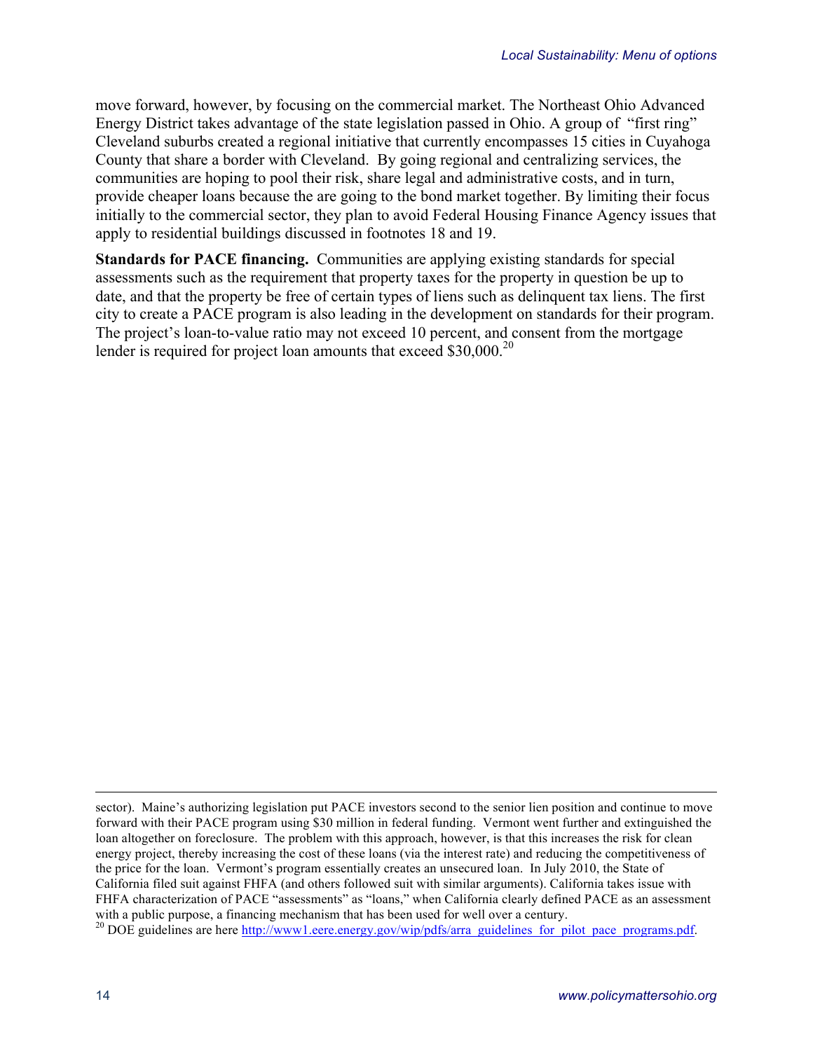move forward, however, by focusing on the commercial market. The Northeast Ohio Advanced Energy District takes advantage of the state legislation passed in Ohio. A group of "first ring" Cleveland suburbs created a regional initiative that currently encompasses 15 cities in Cuyahoga County that share a border with Cleveland. By going regional and centralizing services, the communities are hoping to pool their risk, share legal and administrative costs, and in turn, provide cheaper loans because the are going to the bond market together. By limiting their focus initially to the commercial sector, they plan to avoid Federal Housing Finance Agency issues that apply to residential buildings discussed in footnotes 18 and 19.

**Standards for PACE financing.** Communities are applying existing standards for special assessments such as the requirement that property taxes for the property in question be up to date, and that the property be free of certain types of liens such as delinquent tax liens. The first city to create a PACE program is also leading in the development on standards for their program. The project's loan-to-value ratio may not exceed 10 percent, and consent from the mortgage lender is required for project loan amounts that exceed $30,000.[20]

---

sector). Maine's authorizing legislation put PACE investors second to the senior lien position and continue to move forward with their PACE program using $30 million in federal funding. Vermont went further and extinguished the loan altogether on foreclosure. The problem with this approach, however, is that this increases the risk for clean energy project, thereby increasing the cost of these loans (via the interest rate) and reducing the competitiveness of the price for the loan. Vermont's program essentially creates an unsecured loan. In July 2010, the State of California filed suit against FHFA (and others followed suit with similar arguments). California takes issue with FHFA characterization of PACE "assessments" as "loans," when California clearly defined PACE as an assessment with a public purpose, a financing mechanism that has been used for well over a century.

[20] DOE guidelines are here http://www1.eere.energy.gov/wip/pdfs/arra_guidelines_for_pilot_pace_programs.pdf.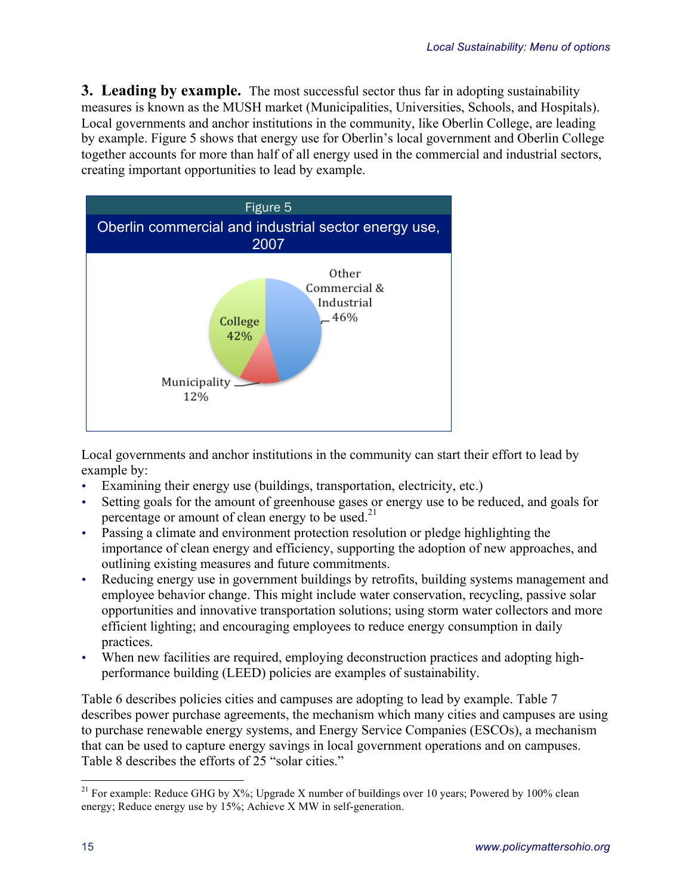**3. Leading by example.** The most successful sector thus far in adopting sustainability measures is known as the MUSH market (Municipalities, Universities, Schools, and Hospitals). Local governments and anchor institutions in the community, like Oberlin College, are leading by example. Figure 5 shows that energy use for Oberlin's local government and Oberlin College together accounts for more than half of all energy used in the commercial and industrial sectors, creating important opportunities to lead by example.

Figure 5

Oberlin commercial and industrial sector energy use, 2007

| Sector | Share |
|---|---|
| Other Commercial & Industrial | 46% |
| College | 42% |
| Municipality | 12% |

Local governments and anchor institutions in the community can start their effort to lead by example by:

- Examining their energy use (buildings, transportation, electricity, etc.)
- Setting goals for the amount of greenhouse gases or energy use to be reduced, and goals for percentage or amount of clean energy to be used.[21]
- Passing a climate and environment protection resolution or pledge highlighting the importance of clean energy and efficiency, supporting the adoption of new approaches, and outlining existing measures and future commitments.
- Reducing energy use in government buildings by retrofits, building systems management and employee behavior change. This might include water conservation, recycling, passive solar opportunities and innovative transportation solutions; using storm water collectors and more efficient lighting; and encouraging employees to reduce energy consumption in daily practices.
- When new facilities are required, employing deconstruction practices and adopting high-performance building (LEED) policies are examples of sustainability.

Table 6 describes policies cities and campuses are adopting to lead by example. Table 7 describes power purchase agreements, the mechanism which many cities and campuses are using to purchase renewable energy systems, and Energy Service Companies (ESCOs), a mechanism that can be used to capture energy savings in local government operations and on campuses. Table 8 describes the efforts of 25 "solar cities."

[21] For example: Reduce GHG by X%; Upgrade X number of buildings over 10 years; Powered by 100% clean energy; Reduce energy use by 15%; Achieve X MW in self-generation.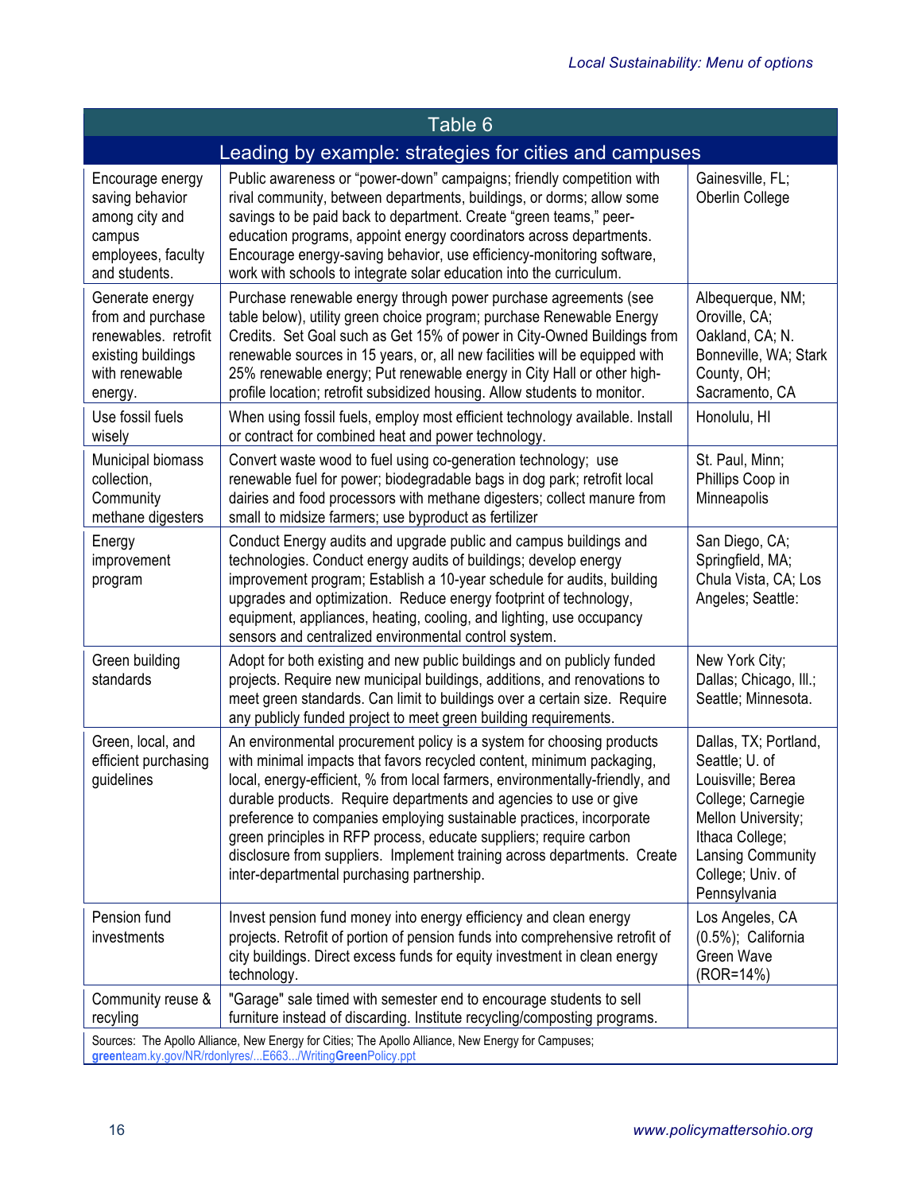| Table 6 | | |
|---|---|---|
| **Leading by example: strategies for cities and campuses** | | |
| Encourage energy saving behavior among city and campus employees, faculty and students. | Public awareness or "power-down" campaigns; friendly competition with rival community, between departments, buildings, or dorms; allow some savings to be paid back to department. Create "green teams," peer-education programs, appoint energy coordinators across departments. Encourage energy-saving behavior, use efficiency-monitoring software, work with schools to integrate solar education into the curriculum. | Gainesville, FL; Oberlin College |
| Generate energy from and purchase renewables. retrofit existing buildings with renewable energy. | Purchase renewable energy through power purchase agreements (see table below), utility green choice program; purchase Renewable Energy Credits. Set Goal such as Get 15% of power in City-Owned Buildings from renewable sources in 15 years, or, all new facilities will be equipped with 25% renewable energy; Put renewable energy in City Hall or other high-profile location; retrofit subsidized housing. Allow students to monitor. | Albequerque, NM; Oroville, CA; Oakland, CA; N. Bonneville, WA; Stark County, OH; Sacramento, CA |
| Use fossil fuels wisely | When using fossil fuels, employ most efficient technology available. Install or contract for combined heat and power technology. | Honolulu, HI |
| Municipal biomass collection, Community methane digesters | Convert waste wood to fuel using co-generation technology; use renewable fuel for power; biodegradable bags in dog park; retrofit local dairies and food processors with methane digesters; collect manure from small to midsize farmers; use byproduct as fertilizer | St. Paul, Minn; Phillips Coop in Minneapolis |
| Energy improvement program | Conduct Energy audits and upgrade public and campus buildings and technologies. Conduct energy audits of buildings; develop energy improvement program; Establish a 10-year schedule for audits, building upgrades and optimization. Reduce energy footprint of technology, equipment, appliances, heating, cooling, and lighting, use occupancy sensors and centralized environmental control system. | San Diego, CA; Springfield, MA; Chula Vista, CA; Los Angeles; Seattle: |
| Green building standards | Adopt for both existing and new public buildings and on publicly funded projects. Require new municipal buildings, additions, and renovations to meet green standards. Can limit to buildings over a certain size. Require any publicly funded project to meet green building requirements. | New York City; Dallas; Chicago, Ill.; Seattle; Minnesota. |
| Green, local, and efficient purchasing guidelines | An environmental procurement policy is a system for choosing products with minimal impacts that favors recycled content, minimum packaging, local, energy-efficient, % from local farmers, environmentally-friendly, and durable products. Require departments and agencies to use or give preference to companies employing sustainable practices, incorporate green principles in RFP process, educate suppliers; require carbon disclosure from suppliers. Implement training across departments. Create inter-departmental purchasing partnership. | Dallas, TX; Portland, Seattle; U. of Louisville; Berea College; Carnegie Mellon University; Ithaca College; Lansing Community College; Univ. of Pennsylvania |
| Pension fund investments | Invest pension fund money into energy efficiency and clean energy projects. Retrofit of portion of pension funds into comprehensive retrofit of city buildings. Direct excess funds for equity investment in clean energy technology. | Los Angeles, CA (0.5%); California Green Wave (ROR=14%) |
| Community reuse & recyling | "Garage" sale timed with semester end to encourage students to sell furniture instead of discarding. Institute recycling/composting programs. | |

Sources: The Apollo Alliance, New Energy for Cities; The Apollo Alliance, New Energy for Campuses; greenteam.ky.gov/NR/rdonlyres/...E663.../WritingGreenPolicy.ppt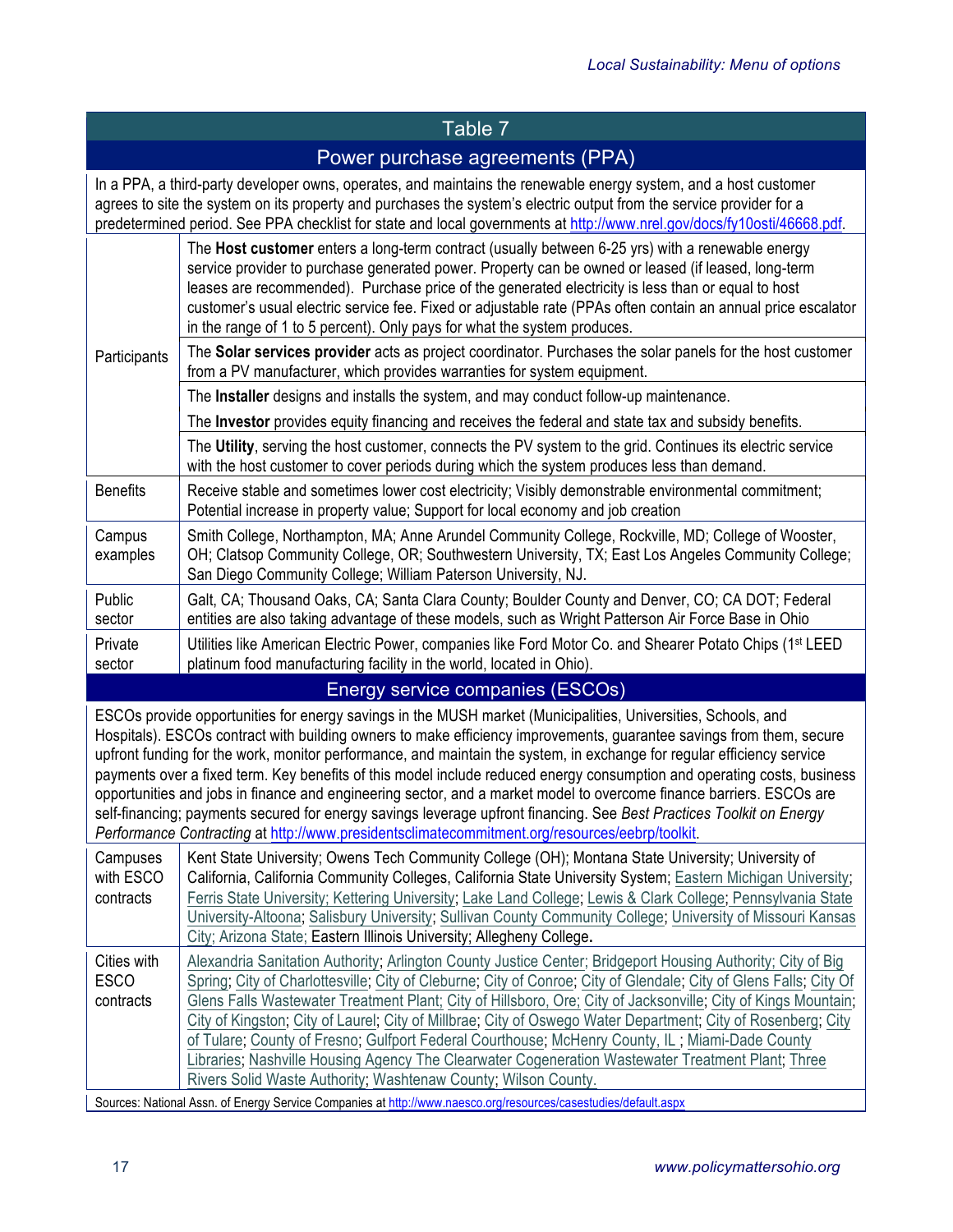## Table 7

### Power purchase agreements (PPA)

In a PPA, a third-party developer owns, operates, and maintains the renewable energy system, and a host customer agrees to site the system on its property and purchases the system's electric output from the service provider for a predetermined period. See PPA checklist for state and local governments at http://www.nrel.gov/docs/fy10osti/46668.pdf.

| | |
|---|---|
| Participants | The **Host customer** enters a long-term contract (usually between 6-25 yrs) with a renewable energy service provider to purchase generated power. Property can be owned or leased (if leased, long-term leases are recommended). Purchase price of the generated electricity is less than or equal to host customer's usual electric service fee. Fixed or adjustable rate (PPAs often contain an annual price escalator in the range of 1 to 5 percent). Only pays for what the system produces. |
| | The **Solar services provider** acts as project coordinator. Purchases the solar panels for the host customer from a PV manufacturer, which provides warranties for system equipment. |
| | The **Installer** designs and installs the system, and may conduct follow-up maintenance. The **Investor** provides equity financing and receives the federal and state tax and subsidy benefits. |
| | The **Utility**, serving the host customer, connects the PV system to the grid. Continues its electric service with the host customer to cover periods during which the system produces less than demand. |
| Benefits | Receive stable and sometimes lower cost electricity; Visibly demonstrable environmental commitment; Potential increase in property value; Support for local economy and job creation |
| Campus examples | Smith College, Northampton, MA; Anne Arundel Community College, Rockville, MD; College of Wooster, OH; Clatsop Community College, OR; Southwestern University, TX; East Los Angeles Community College; San Diego Community College; William Paterson University, NJ. |
| Public sector | Galt, CA; Thousand Oaks, CA; Santa Clara County; Boulder County and Denver, CO; CA DOT; Federal entities are also taking advantage of these models, such as Wright Patterson Air Force Base in Ohio |
| Private sector | Utilities like American Electric Power, companies like Ford Motor Co. and Shearer Potato Chips (1st LEED platinum food manufacturing facility in the world, located in Ohio). |

### Energy service companies (ESCOs)

ESCOs provide opportunities for energy savings in the MUSH market (Municipalities, Universities, Schools, and Hospitals). ESCOs contract with building owners to make efficiency improvements, guarantee savings from them, secure upfront funding for the work, monitor performance, and maintain the system, in exchange for regular efficiency service payments over a fixed term. Key benefits of this model include reduced energy consumption and operating costs, business opportunities and jobs in finance and engineering sector, and a market model to overcome finance barriers. ESCOs are self-financing; payments secured for energy savings leverage upfront financing. See *Best Practices Toolkit on Energy Performance Contracting* at http://www.presidentsclimatecommitment.org/resources/eebrp/toolkit.

| | |
|---|---|
| Campuses with ESCO contracts | Kent State University; Owens Tech Community College (OH); Montana State University; University of California, California Community Colleges, California State University System; Eastern Michigan University; Ferris State University; Kettering University; Lake Land College; Lewis & Clark College; Pennsylvania State University-Altoona; Salisbury University; Sullivan County Community College; University of Missouri Kansas City; Arizona State; Eastern Illinois University; Allegheny College. |
| Cities with ESCO contracts | Alexandria Sanitation Authority; Arlington County Justice Center; Bridgeport Housing Authority; City of Big Spring; City of Charlottesville; City of Cleburne; City of Conroe; City of Glendale; City of Glens Falls; City Of Glens Falls Wastewater Treatment Plant; City of Hillsboro, Ore; City of Jacksonville; City of Kings Mountain; City of Kingston; City of Laurel; City of Millbrae; City of Oswego Water Department; City of Rosenberg; City of Tulare; County of Fresno; Gulfport Federal Courthouse; McHenry County, IL ; Miami-Dade County Libraries; Nashville Housing Agency The Clearwater Cogeneration Wastewater Treatment Plant; Three Rivers Solid Waste Authority; Washtenaw County; Wilson County. |

Sources: National Assn. of Energy Service Companies at http://www.naesco.org/resources/casestudies/default.aspx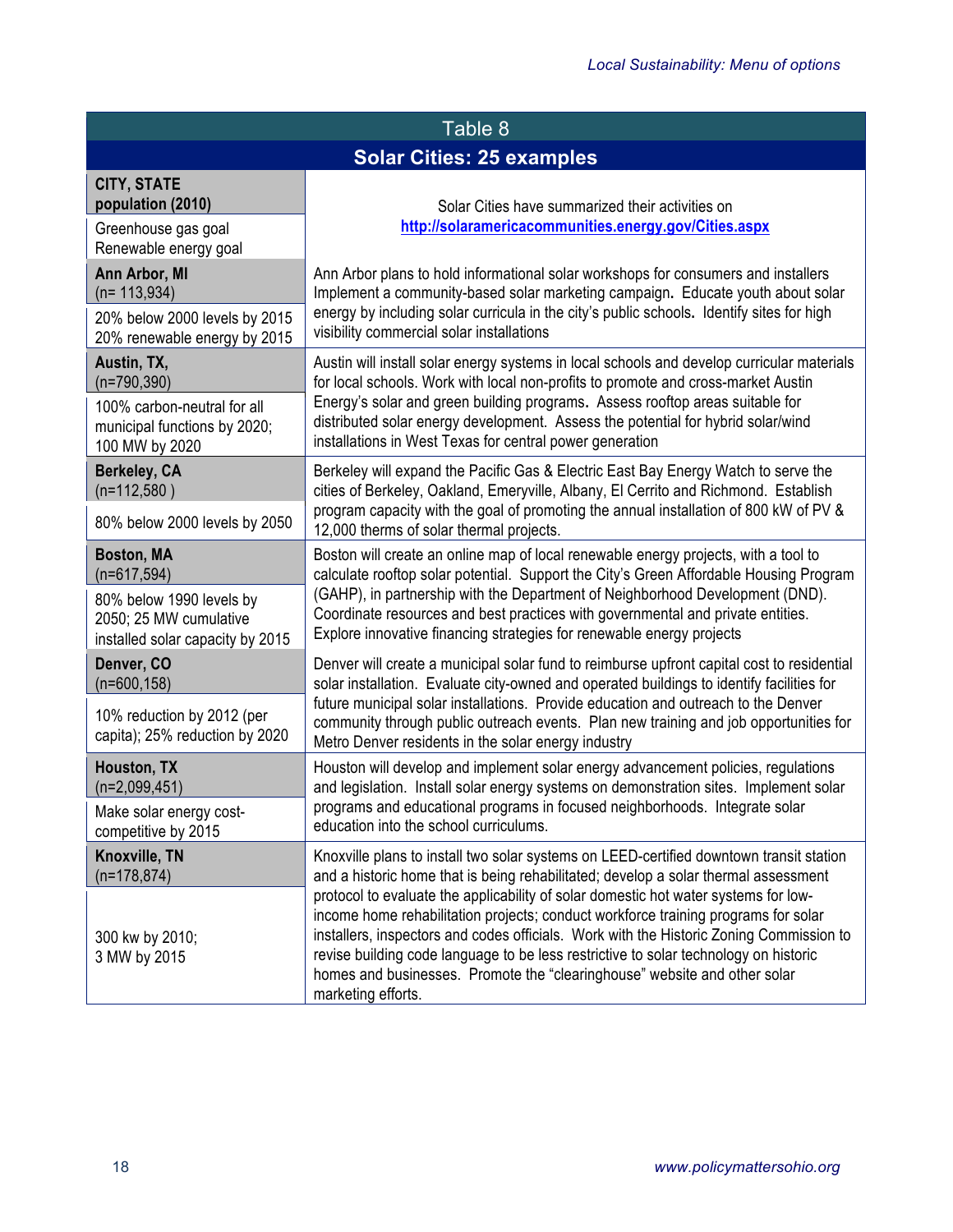Table 8

**Solar Cities: 25 examples**

| CITY, STATE population (2010) / Greenhouse gas goal / Renewable energy goal | Solar Cities have summarized their activities on http://solaramericacommunities.energy.gov/Cities.aspx |
|---|---|
| **Ann Arbor, MI** (n= 113,934) <br> 20% below 2000 levels by 2015 <br> 20% renewable energy by 2015 | Ann Arbor plans to hold informational solar workshops for consumers and installers Implement a community-based solar marketing campaign. Educate youth about solar energy by including solar curricula in the city's public schools. Identify sites for high visibility commercial solar installations |
| **Austin, TX,** (n=790,390) <br> 100% carbon-neutral for all municipal functions by 2020; 100 MW by 2020 | Austin will install solar energy systems in local schools and develop curricular materials for local schools. Work with local non-profits to promote and cross-market Austin Energy's solar and green building programs. Assess rooftop areas suitable for distributed solar energy development. Assess the potential for hybrid solar/wind installations in West Texas for central power generation |
| **Berkeley, CA** (n=112,580 ) <br> 80% below 2000 levels by 2050 | Berkeley will expand the Pacific Gas & Electric East Bay Energy Watch to serve the cities of Berkeley, Oakland, Emeryville, Albany, El Cerrito and Richmond. Establish program capacity with the goal of promoting the annual installation of 800 kW of PV & 12,000 therms of solar thermal projects. |
| **Boston, MA** (n=617,594) <br> 80% below 1990 levels by 2050; 25 MW cumulative installed solar capacity by 2015 | Boston will create an online map of local renewable energy projects, with a tool to calculate rooftop solar potential. Support the City's Green Affordable Housing Program (GAHP), in partnership with the Department of Neighborhood Development (DND). Coordinate resources and best practices with governmental and private entities. Explore innovative financing strategies for renewable energy projects |
| **Denver, CO** (n=600,158) <br> 10% reduction by 2012 (per capita); 25% reduction by 2020 | Denver will create a municipal solar fund to reimburse upfront capital cost to residential solar installation. Evaluate city-owned and operated buildings to identify facilities for future municipal solar installations. Provide education and outreach to the Denver community through public outreach events. Plan new training and job opportunities for Metro Denver residents in the solar energy industry |
| **Houston, TX** (n=2,099,451) <br> Make solar energy cost-competitive by 2015 | Houston will develop and implement solar energy advancement policies, regulations and legislation. Install solar energy systems on demonstration sites. Implement solar programs and educational programs in focused neighborhoods. Integrate solar education into the school curriculums. |
| **Knoxville, TN** (n=178,874) <br> 300 kw by 2010; 3 MW by 2015 | Knoxville plans to install two solar systems on LEED-certified downtown transit station and a historic home that is being rehabilitated; develop a solar thermal assessment protocol to evaluate the applicability of solar domestic hot water systems for low-income home rehabilitation projects; conduct workforce training programs for solar installers, inspectors and codes officials. Work with the Historic Zoning Commission to revise building code language to be less restrictive to solar technology on historic homes and businesses. Promote the "clearinghouse" website and other solar marketing efforts. |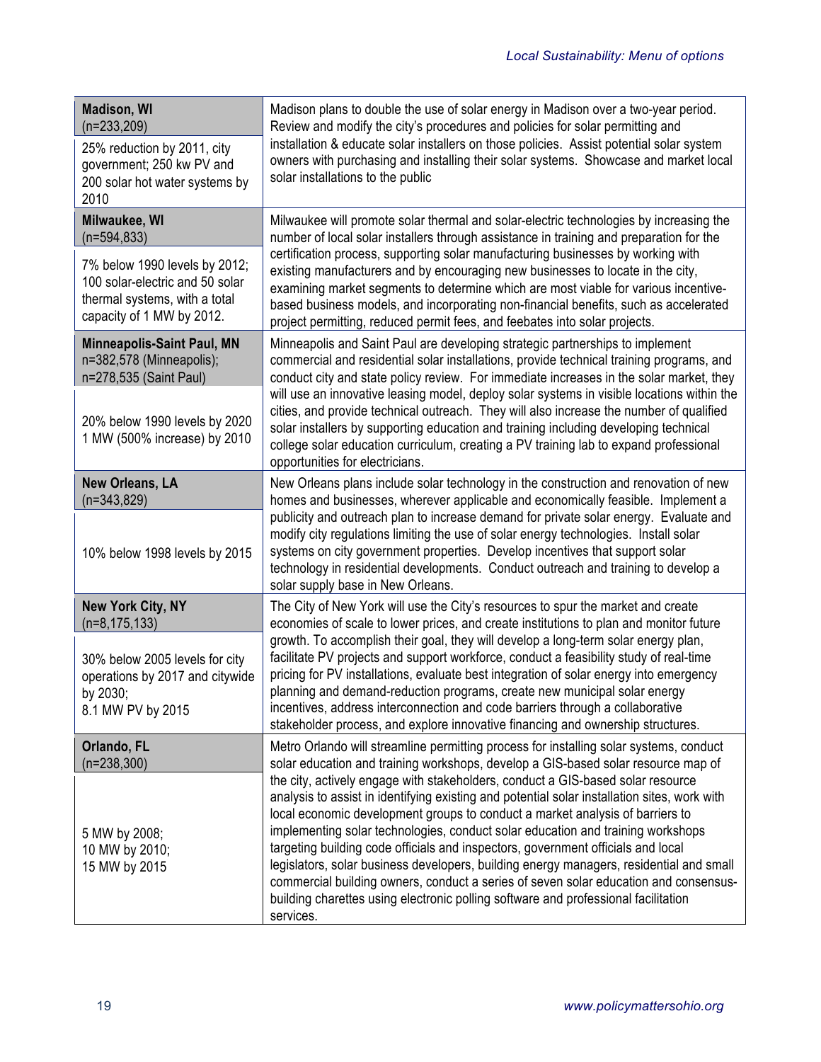| City / Goals | Plan |
|---|---|
| **Madison, WI** (n=233,209)<br>25% reduction by 2011, city government; 250 kw PV and 200 solar hot water systems by 2010 | Madison plans to double the use of solar energy in Madison over a two-year period. Review and modify the city's procedures and policies for solar permitting and installation & educate solar installers on those policies. Assist potential solar system owners with purchasing and installing their solar systems. Showcase and market local solar installations to the public |
| **Milwaukee, WI** (n=594,833)<br>7% below 1990 levels by 2012; 100 solar-electric and 50 solar thermal systems, with a total capacity of 1 MW by 2012. | Milwaukee will promote solar thermal and solar-electric technologies by increasing the number of local solar installers through assistance in training and preparation for the certification process, supporting solar manufacturing businesses by working with existing manufacturers and by encouraging new businesses to locate in the city, examining market segments to determine which are most viable for various incentive-based business models, and incorporating non-financial benefits, such as accelerated project permitting, reduced permit fees, and feebates into solar projects. |
| **Minneapolis-Saint Paul, MN** n=382,578 (Minneapolis); n=278,535 (Saint Paul)<br>20% below 1990 levels by 2020 1 MW (500% increase) by 2010 | Minneapolis and Saint Paul are developing strategic partnerships to implement commercial and residential solar installations, provide technical training programs, and conduct city and state policy review. For immediate increases in the solar market, they will use an innovative leasing model, deploy solar systems in visible locations within the cities, and provide technical outreach. They will also increase the number of qualified solar installers by supporting education and training including developing technical college solar education curriculum, creating a PV training lab to expand professional opportunities for electricians. |
| **New Orleans, LA** (n=343,829)<br>10% below 1998 levels by 2015 | New Orleans plans include solar technology in the construction and renovation of new homes and businesses, wherever applicable and economically feasible. Implement a publicity and outreach plan to increase demand for private solar energy. Evaluate and modify city regulations limiting the use of solar energy technologies. Install solar systems on city government properties. Develop incentives that support solar technology in residential developments. Conduct outreach and training to develop a solar supply base in New Orleans. |
| **New York City, NY** (n=8,175,133)<br>30% below 2005 levels for city operations by 2017 and citywide by 2030;<br>8.1 MW PV by 2015 | The City of New York will use the City's resources to spur the market and create economies of scale to lower prices, and create institutions to plan and monitor future growth. To accomplish their goal, they will develop a long-term solar energy plan, facilitate PV projects and support workforce, conduct a feasibility study of real-time pricing for PV installations, evaluate best integration of solar energy into emergency planning and demand-reduction programs, create new municipal solar energy incentives, address interconnection and code barriers through a collaborative stakeholder process, and explore innovative financing and ownership structures. |
| **Orlando, FL** (n=238,300)<br>5 MW by 2008;<br>10 MW by 2010;<br>15 MW by 2015 | Metro Orlando will streamline permitting process for installing solar systems, conduct solar education and training workshops, develop a GIS-based solar resource map of the city, actively engage with stakeholders, conduct a GIS-based solar resource analysis to assist in identifying existing and potential solar installation sites, work with local economic development groups to conduct a market analysis of barriers to implementing solar technologies, conduct solar education and training workshops targeting building code officials and inspectors, government officials and local legislators, solar business developers, building energy managers, residential and small commercial building owners, conduct a series of seven solar education and consensus-building charettes using electronic polling software and professional facilitation services. |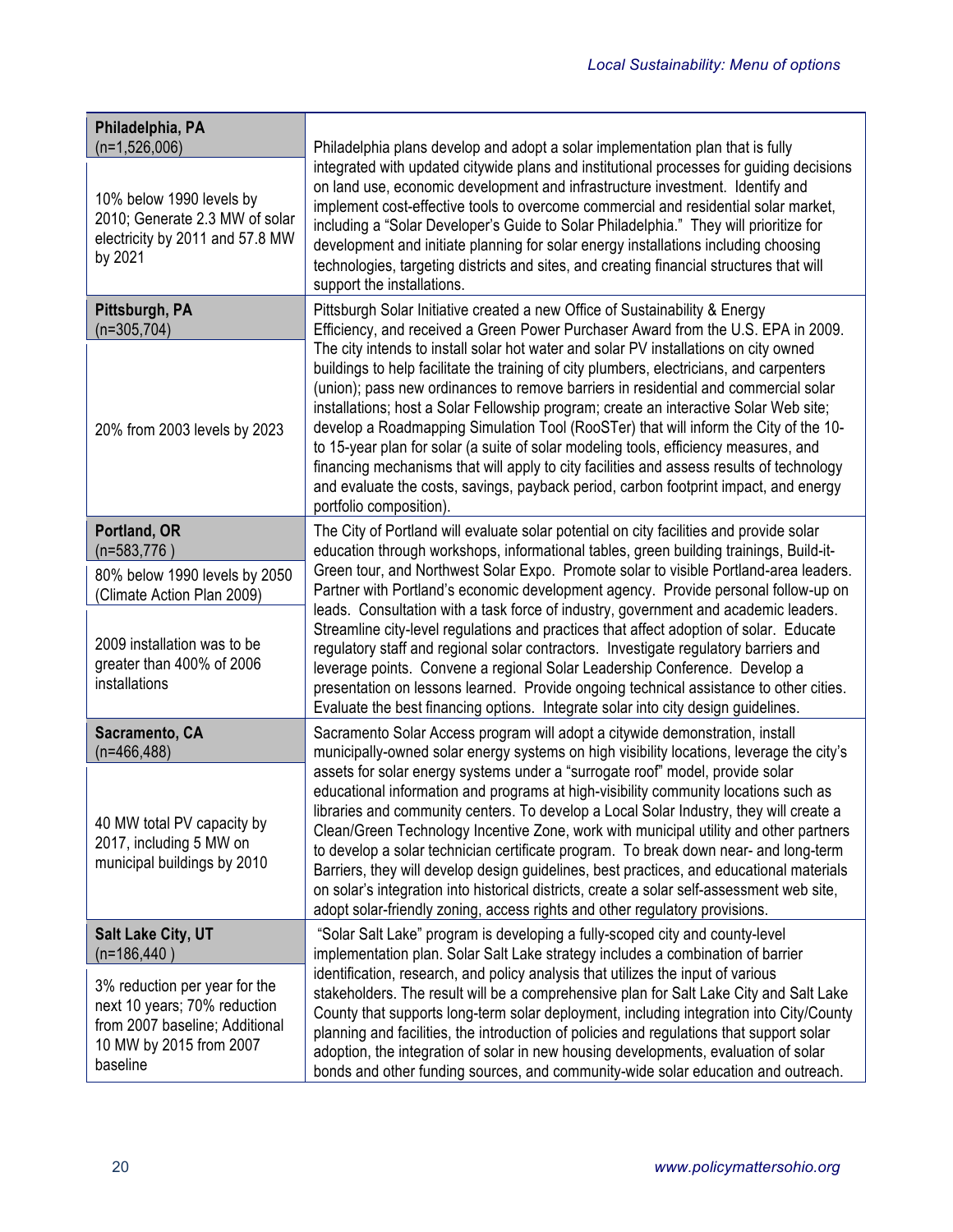| City / Goals | Plan |
|---|---|
| **Philadelphia, PA** (n=1,526,006)<br><br>10% below 1990 levels by 2010; Generate 2.3 MW of solar electricity by 2011 and 57.8 MW by 2021 | Philadelphia plans develop and adopt a solar implementation plan that is fully integrated with updated citywide plans and institutional processes for guiding decisions on land use, economic development and infrastructure investment. Identify and implement cost-effective tools to overcome commercial and residential solar market, including a "Solar Developer's Guide to Solar Philadelphia." They will prioritize for development and initiate planning for solar energy installations including choosing technologies, targeting districts and sites, and creating financial structures that will support the installations. |
| **Pittsburgh, PA** (n=305,704)<br><br>20% from 2003 levels by 2023 | Pittsburgh Solar Initiative created a new Office of Sustainability & Energy Efficiency, and received a Green Power Purchaser Award from the U.S. EPA in 2009. The city intends to install solar hot water and solar PV installations on city owned buildings to help facilitate the training of city plumbers, electricians, and carpenters (union); pass new ordinances to remove barriers in residential and commercial solar installations; host a Solar Fellowship program; create an interactive Solar Web site; develop a Roadmapping Simulation Tool (RooSTer) that will inform the City of the 10- to 15-year plan for solar (a suite of solar modeling tools, efficiency measures, and financing mechanisms that will apply to city facilities and assess results of technology and evaluate the costs, savings, payback period, carbon footprint impact, and energy portfolio composition). |
| **Portland, OR** (n=583,776 )<br><br>80% below 1990 levels by 2050 (Climate Action Plan 2009)<br><br>2009 installation was to be greater than 400% of 2006 installations | The City of Portland will evaluate solar potential on city facilities and provide solar education through workshops, informational tables, green building trainings, Build-it-Green tour, and Northwest Solar Expo. Promote solar to visible Portland-area leaders. Partner with Portland's economic development agency. Provide personal follow-up on leads. Consultation with a task force of industry, government and academic leaders. Streamline city-level regulations and practices that affect adoption of solar. Educate regulatory staff and regional solar contractors. Investigate regulatory barriers and leverage points. Convene a regional Solar Leadership Conference. Develop a presentation on lessons learned. Provide ongoing technical assistance to other cities. Evaluate the best financing options. Integrate solar into city design guidelines. |
| **Sacramento, CA** (n=466,488)<br><br>40 MW total PV capacity by 2017, including 5 MW on municipal buildings by 2010 | Sacramento Solar Access program will adopt a citywide demonstration, install municipally-owned solar energy systems on high visibility locations, leverage the city's assets for solar energy systems under a "surrogate roof" model, provide solar educational information and programs at high-visibility community locations such as libraries and community centers. To develop a Local Solar Industry, they will create a Clean/Green Technology Incentive Zone, work with municipal utility and other partners to develop a solar technician certificate program. To break down near- and long-term Barriers, they will develop design guidelines, best practices, and educational materials on solar's integration into historical districts, create a solar self-assessment web site, adopt solar-friendly zoning, access rights and other regulatory provisions. |
| **Salt Lake City, UT** (n=186,440 )<br><br>3% reduction per year for the next 10 years; 70% reduction from 2007 baseline; Additional 10 MW by 2015 from 2007 baseline | "Solar Salt Lake" program is developing a fully-scoped city and county-level implementation plan. Solar Salt Lake strategy includes a combination of barrier identification, research, and policy analysis that utilizes the input of various stakeholders. The result will be a comprehensive plan for Salt Lake City and Salt Lake County that supports long-term solar deployment, including integration into City/County planning and facilities, the introduction of policies and regulations that support solar adoption, the integration of solar in new housing developments, evaluation of solar bonds and other funding sources, and community-wide solar education and outreach. |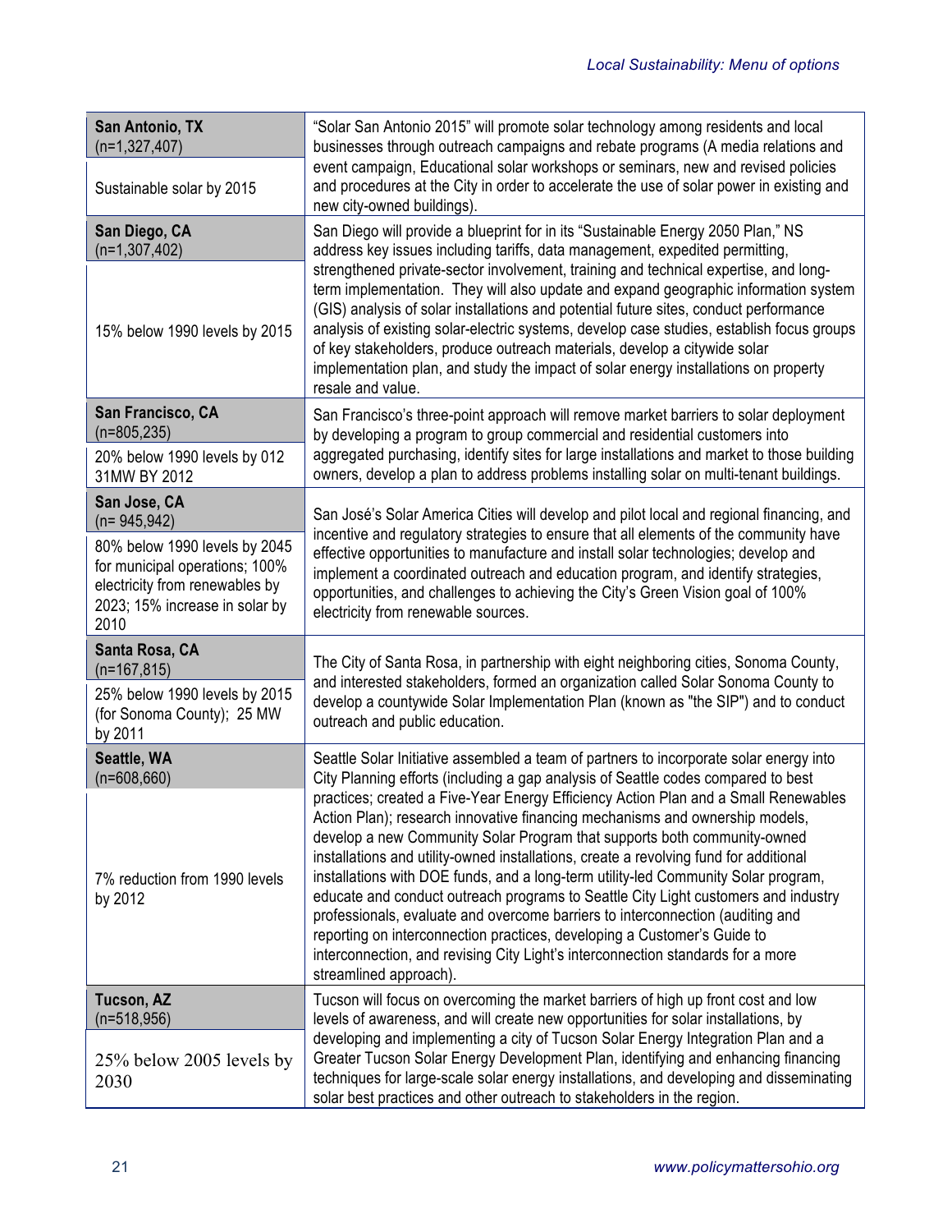| | |
|---|---|
| **San Antonio, TX** (n=1,327,407)<br><br>Sustainable solar by 2015 | "Solar San Antonio 2015" will promote solar technology among residents and local businesses through outreach campaigns and rebate programs (A media relations and event campaign, Educational solar workshops or seminars, new and revised policies and procedures at the City in order to accelerate the use of solar power in existing and new city-owned buildings). |
| **San Diego, CA** (n=1,307,402)<br><br>15% below 1990 levels by 2015 | San Diego will provide a blueprint for in its "Sustainable Energy 2050 Plan," NS address key issues including tariffs, data management, expedited permitting, strengthened private-sector involvement, training and technical expertise, and long-term implementation. They will also update and expand geographic information system (GIS) analysis of solar installations and potential future sites, conduct performance analysis of existing solar-electric systems, develop case studies, establish focus groups of key stakeholders, produce outreach materials, develop a citywide solar implementation plan, and study the impact of solar energy installations on property resale and value. |
| **San Francisco, CA** (n=805,235)<br><br>20% below 1990 levels by 012 31MW BY 2012 | San Francisco's three-point approach will remove market barriers to solar deployment by developing a program to group commercial and residential customers into aggregated purchasing, identify sites for large installations and market to those building owners, develop a plan to address problems installing solar on multi-tenant buildings. |
| **San Jose, CA** (n= 945,942)<br><br>80% below 1990 levels by 2045 for municipal operations; 100% electricity from renewables by 2023; 15% increase in solar by 2010 | San José's Solar America Cities will develop and pilot local and regional financing, and incentive and regulatory strategies to ensure that all elements of the community have effective opportunities to manufacture and install solar technologies; develop and implement a coordinated outreach and education program, and identify strategies, opportunities, and challenges to achieving the City's Green Vision goal of 100% electricity from renewable sources. |
| **Santa Rosa, CA** (n=167,815)<br><br>25% below 1990 levels by 2015 (for Sonoma County); 25 MW by 2011 | The City of Santa Rosa, in partnership with eight neighboring cities, Sonoma County, and interested stakeholders, formed an organization called Solar Sonoma County to develop a countywide Solar Implementation Plan (known as "the SIP") and to conduct outreach and public education. |
| **Seattle, WA** (n=608,660)<br><br>7% reduction from 1990 levels by 2012 | Seattle Solar Initiative assembled a team of partners to incorporate solar energy into City Planning efforts (including a gap analysis of Seattle codes compared to best practices; created a Five-Year Energy Efficiency Action Plan and a Small Renewables Action Plan); research innovative financing mechanisms and ownership models, develop a new Community Solar Program that supports both community-owned installations and utility-owned installations, create a revolving fund for additional installations with DOE funds, and a long-term utility-led Community Solar program, educate and conduct outreach programs to Seattle City Light customers and industry professionals, evaluate and overcome barriers to interconnection (auditing and reporting on interconnection practices, developing a Customer's Guide to interconnection, and revising City Light's interconnection standards for a more streamlined approach). |
| **Tucson, AZ** (n=518,956)<br><br>25% below 2005 levels by 2030 | Tucson will focus on overcoming the market barriers of high up front cost and low levels of awareness, and will create new opportunities for solar installations, by developing and implementing a city of Tucson Solar Energy Integration Plan and a Greater Tucson Solar Energy Development Plan, identifying and enhancing financing techniques for large-scale solar energy installations, and developing and disseminating solar best practices and other outreach to stakeholders in the region. |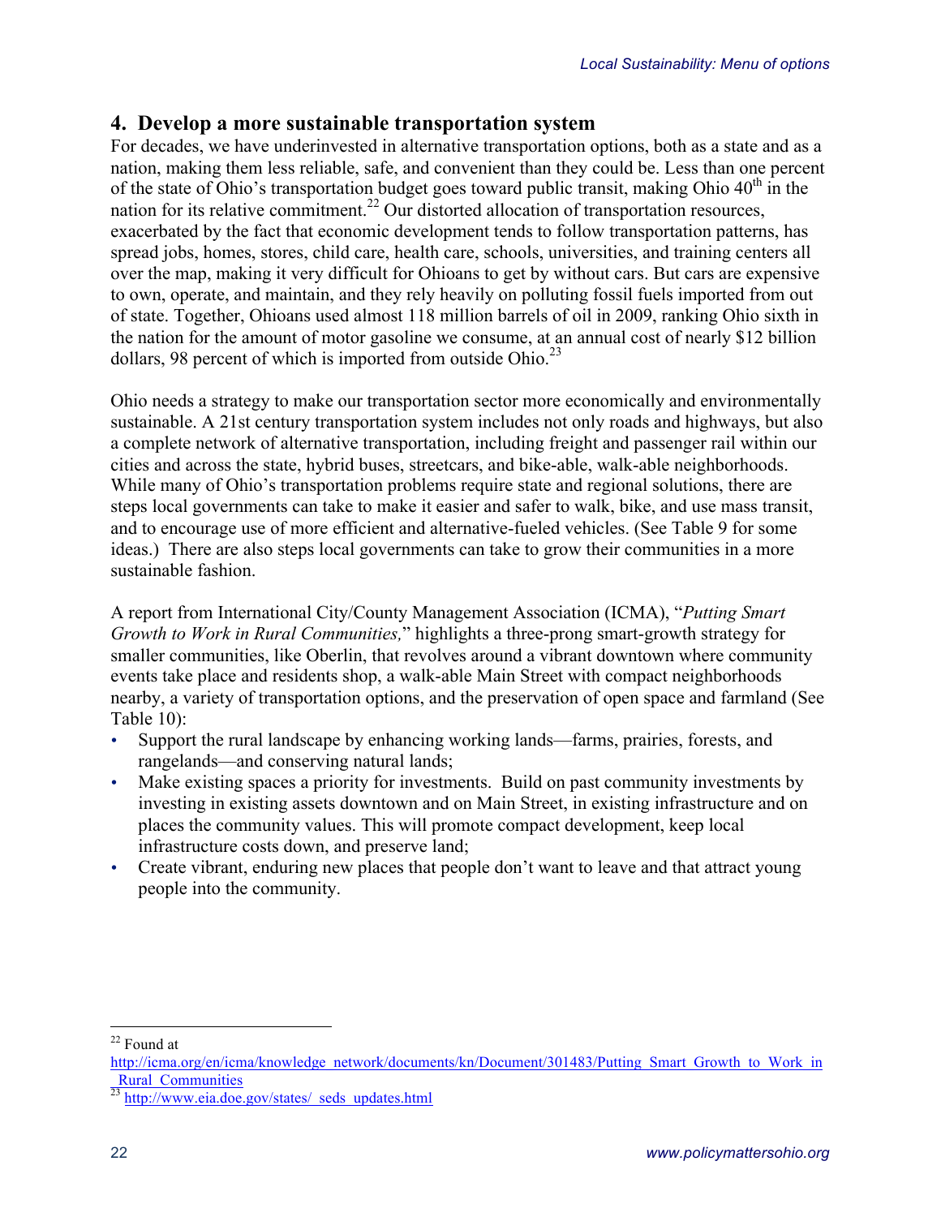## 4. Develop a more sustainable transportation system

For decades, we have underinvested in alternative transportation options, both as a state and as a nation, making them less reliable, safe, and convenient than they could be. Less than one percent of the state of Ohio's transportation budget goes toward public transit, making Ohio 40th in the nation for its relative commitment.[22] Our distorted allocation of transportation resources, exacerbated by the fact that economic development tends to follow transportation patterns, has spread jobs, homes, stores, child care, health care, schools, universities, and training centers all over the map, making it very difficult for Ohioans to get by without cars. But cars are expensive to own, operate, and maintain, and they rely heavily on polluting fossil fuels imported from out of state. Together, Ohioans used almost 118 million barrels of oil in 2009, ranking Ohio sixth in the nation for the amount of motor gasoline we consume, at an annual cost of nearly $12 billion dollars, 98 percent of which is imported from outside Ohio.[23]

Ohio needs a strategy to make our transportation sector more economically and environmentally sustainable. A 21st century transportation system includes not only roads and highways, but also a complete network of alternative transportation, including freight and passenger rail within our cities and across the state, hybrid buses, streetcars, and bike-able, walk-able neighborhoods. While many of Ohio's transportation problems require state and regional solutions, there are steps local governments can take to make it easier and safer to walk, bike, and use mass transit, and to encourage use of more efficient and alternative-fueled vehicles. (See Table 9 for some ideas.) There are also steps local governments can take to grow their communities in a more sustainable fashion.

A report from International City/County Management Association (ICMA), "*Putting Smart Growth to Work in Rural Communities,*" highlights a three-prong smart-growth strategy for smaller communities, like Oberlin, that revolves around a vibrant downtown where community events take place and residents shop, a walk-able Main Street with compact neighborhoods nearby, a variety of transportation options, and the preservation of open space and farmland (See Table 10):

- Support the rural landscape by enhancing working lands—farms, prairies, forests, and rangelands—and conserving natural lands;
- Make existing spaces a priority for investments. Build on past community investments by investing in existing assets downtown and on Main Street, in existing infrastructure and on places the community values. This will promote compact development, keep local infrastructure costs down, and preserve land;
- Create vibrant, enduring new places that people don't want to leave and that attract young people into the community.

---

[22] Found at http://icma.org/en/icma/knowledge_network/documents/kn/Document/301483/Putting_Smart_Growth_to_Work_in_Rural_Communities

[23] http://www.eia.doe.gov/states/_seds_updates.html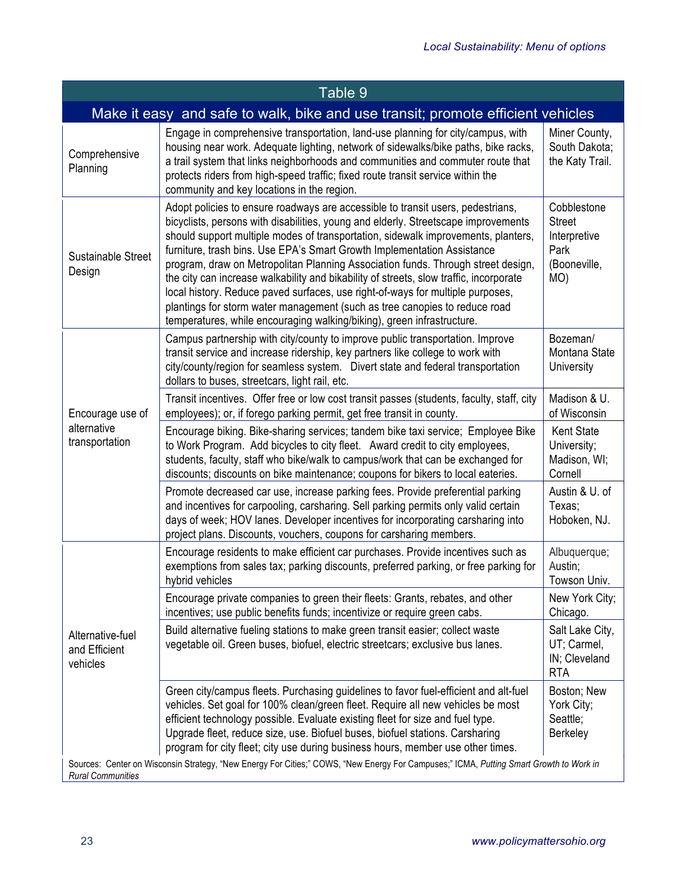| Table 9 | | |
|---|---|---|
| **Make it easy and safe to walk, bike and use transit; promote efficient vehicles** | | |
| Comprehensive Planning | Engage in comprehensive transportation, land-use planning for city/campus, with housing near work. Adequate lighting, network of sidewalks/bike paths, bike racks, a trail system that links neighborhoods and communities and commuter route that protects riders from high-speed traffic; fixed route transit service within the community and key locations in the region. | Miner County, South Dakota; the Katy Trail. |
| Sustainable Street Design | Adopt policies to ensure roadways are accessible to transit users, pedestrians, bicyclists, persons with disabilities, young and elderly. Streetscape improvements should support multiple modes of transportation, sidewalk improvements, planters, furniture, trash bins. Use EPA's Smart Growth Implementation Assistance program, draw on Metropolitan Planning Association funds. Through street design, the city can increase walkability and bikability of streets, slow traffic, incorporate local history. Reduce paved surfaces, use right-of-ways for multiple purposes, plantings for storm water management (such as tree canopies to reduce road temperatures, while encouraging walking/biking), green infrastructure. | Cobblestone Street Interpretive Park (Booneville, MO) |
| Encourage use of alternative transportation | Campus partnership with city/county to improve public transportation. Improve transit service and increase ridership, key partners like college to work with city/county/region for seamless system. Divert state and federal transportation dollars to buses, streetcars, light rail, etc. | Bozeman/ Montana State University |
| | Transit incentives. Offer free or low cost transit passes (students, faculty, staff, city employees); or, if forego parking permit, get free transit in county. | Madison & U. of Wisconsin |
| | Encourage biking. Bike-sharing services; tandem bike taxi service; Employee Bike to Work Program. Add bicycles to city fleet. Award credit to city employees, students, faculty, staff who bike/walk to campus/work that can be exchanged for discounts; discounts on bike maintenance; coupons for bikers to local eateries. | Kent State University; Madison, WI; Cornell |
| | Promote decreased car use, increase parking fees. Provide preferential parking and incentives for carpooling, carsharing. Sell parking permits only valid certain days of week; HOV lanes. Developer incentives for incorporating carsharing into project plans. Discounts, vouchers, coupons for carsharing members. | Austin & U. of Texas; Hoboken, NJ. |
| Alternative-fuel and Efficient vehicles | Encourage residents to make efficient car purchases. Provide incentives such as exemptions from sales tax; parking discounts, preferred parking, or free parking for hybrid vehicles | Albuquerque; Austin; Towson Univ. |
| | Encourage private companies to green their fleets: Grants, rebates, and other incentives; use public benefits funds; incentivize or require green cabs. | New York City; Chicago. |
| | Build alternative fueling stations to make green transit easier; collect waste vegetable oil. Green buses, biofuel, electric streetcars; exclusive bus lanes. | Salt Lake City, UT; Carmel, IN; Cleveland RTA |
| | Green city/campus fleets. Purchasing guidelines to favor fuel-efficient and alt-fuel vehicles. Set goal for 100% clean/green fleet. Require all new vehicles be most efficient technology possible. Evaluate existing fleet for size and fuel type. Upgrade fleet, reduce size, use. Biofuel buses, biofuel stations. Carsharing program for city fleet; city use during business hours, member use other times. | Boston; New York City; Seattle; Berkeley |

Sources: Center on Wisconsin Strategy, "New Energy For Cities;" COWS, "New Energy For Campuses;" ICMA, *Putting Smart Growth to Work in Rural Communities*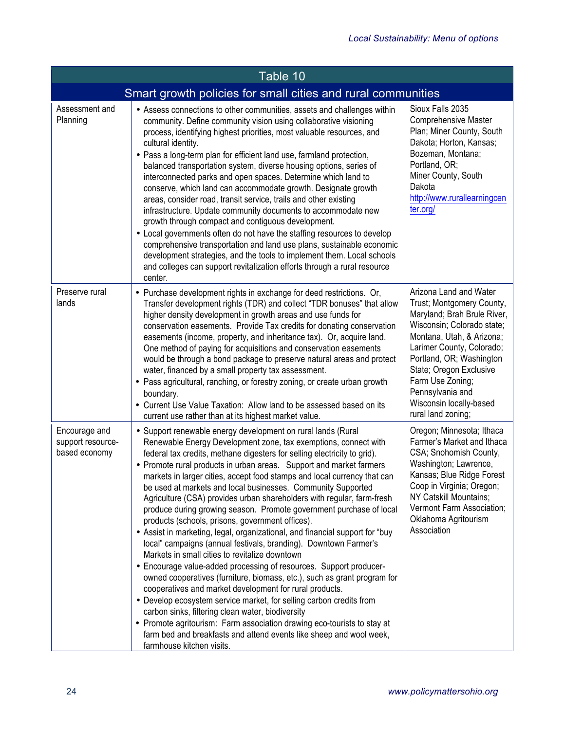| Table 10 | | |
|---|---|---|
| **Smart growth policies for small cities and rural communities** | | |
| Assessment and Planning | • Assess connections to other communities, assets and challenges within community. Define community vision using collaborative visioning process, identifying highest priorities, most valuable resources, and cultural identity.<br>• Pass a long-term plan for efficient land use, farmland protection, balanced transportation system, diverse housing options, series of interconnected parks and open spaces. Determine which land to conserve, which land can accommodate growth. Designate growth areas, consider road, transit service, trails and other existing infrastructure. Update community documents to accommodate new growth through compact and contiguous development.<br>• Local governments often do not have the staffing resources to develop comprehensive transportation and land use plans, sustainable economic development strategies, and the tools to implement them. Local schools and colleges can support revitalization efforts through a rural resource center. | Sioux Falls 2035 Comprehensive Master Plan; Miner County, South Dakota; Horton, Kansas; Bozeman, Montana; Portland, OR; Miner County, South Dakota http://www.rurallearningcenter.org/ |
| Preserve rural lands | • Purchase development rights in exchange for deed restrictions. Or, Transfer development rights (TDR) and collect "TDR bonuses" that allow higher density development in growth areas and use funds for conservation easements. Provide Tax credits for donating conservation easements (income, property, and inheritance tax). Or, acquire land. One method of paying for acquisitions and conservation easements would be through a bond package to preserve natural areas and protect water, financed by a small property tax assessment.<br>• Pass agricultural, ranching, or forestry zoning, or create urban growth boundary.<br>• Current Use Value Taxation: Allow land to be assessed based on its current use rather than at its highest market value. | Arizona Land and Water Trust; Montgomery County, Maryland; Brah Brule River, Wisconsin; Colorado state; Montana, Utah, & Arizona; Larimer County, Colorado; Portland, OR; Washington State; Oregon Exclusive Farm Use Zoning; Pennsylvania and Wisconsin locally-based rural land zoning; |
| Encourage and support resource-based economy | • Support renewable energy development on rural lands (Rural Renewable Energy Development zone, tax exemptions, connect with federal tax credits, methane digesters for selling electricity to grid).<br>• Promote rural products in urban areas. Support and market farmers markets in larger cities, accept food stamps and local currency that can be used at markets and local businesses. Community Supported Agriculture (CSA) provides urban shareholders with regular, farm-fresh produce during growing season. Promote government purchase of local products (schools, prisons, government offices).<br>• Assist in marketing, legal, organizational, and financial support for "buy local" campaigns (annual festivals, branding). Downtown Farmer's Markets in small cities to revitalize downtown<br>• Encourage value-added processing of resources. Support producer-owned cooperatives (furniture, biomass, etc.), such as grant program for cooperatives and market development for rural products.<br>• Develop ecosystem service market, for selling carbon credits from carbon sinks, filtering clean water, biodiversity<br>• Promote agritourism: Farm association drawing eco-tourists to stay at farm bed and breakfasts and attend events like sheep and wool week, farmhouse kitchen visits. | Oregon; Minnesota; Ithaca Farmer's Market and Ithaca CSA; Snohomish County, Washington; Lawrence, Kansas; Blue Ridge Forest Coop in Virginia; Oregon; NY Catskill Mountains; Vermont Farm Association; Oklahoma Agritourism Association |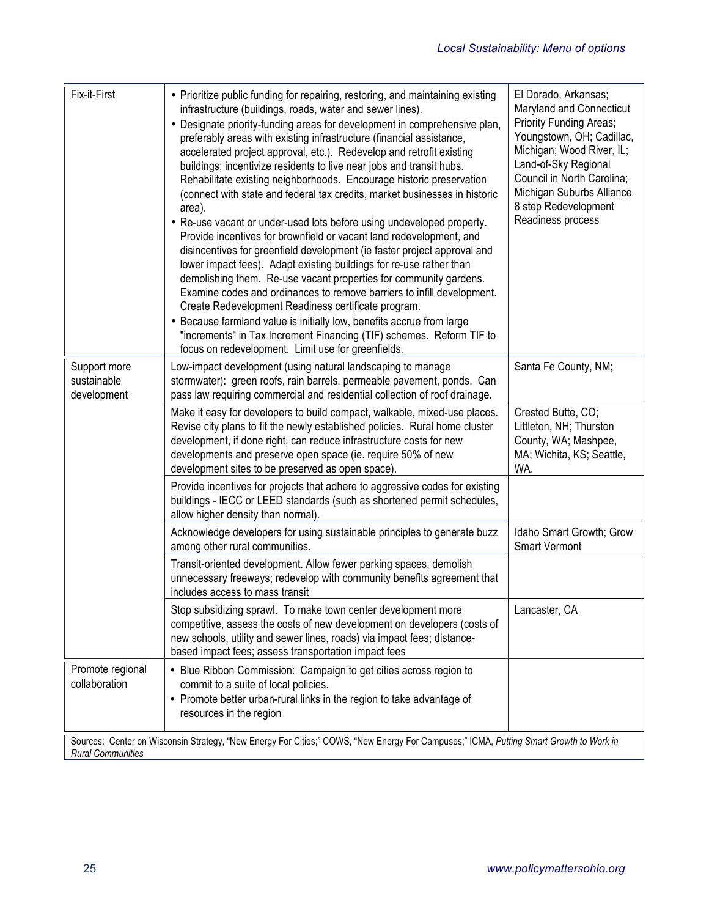| | | |
|---|---|---|
| Fix-it-First | • Prioritize public funding for repairing, restoring, and maintaining existing infrastructure (buildings, roads, water and sewer lines).<br>• Designate priority-funding areas for development in comprehensive plan, preferably areas with existing infrastructure (financial assistance, accelerated project approval, etc.). Redevelop and retrofit existing buildings; incentivize residents to live near jobs and transit hubs. Rehabilitate existing neighborhoods. Encourage historic preservation (connect with state and federal tax credits, market businesses in historic area).<br>• Re-use vacant or under-used lots before using undeveloped property. Provide incentives for brownfield or vacant land redevelopment, and disincentives for greenfield development (ie faster project approval and lower impact fees). Adapt existing buildings for re-use rather than demolishing them. Re-use vacant properties for community gardens. Examine codes and ordinances to remove barriers to infill development. Create Redevelopment Readiness certificate program.<br>• Because farmland value is initially low, benefits accrue from large "increments" in Tax Increment Financing (TIF) schemes. Reform TIF to focus on redevelopment. Limit use for greenfields. | El Dorado, Arkansas; Maryland and Connecticut Priority Funding Areas; Youngstown, OH; Cadillac, Michigan; Wood River, IL; Land-of-Sky Regional Council in North Carolina; Michigan Suburbs Alliance 8 step Redevelopment Readiness process |
| Support more sustainable development | Low-impact development (using natural landscaping to manage stormwater): green roofs, rain barrels, permeable pavement, ponds. Can pass law requiring commercial and residential collection of roof drainage. | Santa Fe County, NM; |
| | Make it easy for developers to build compact, walkable, mixed-use places. Revise city plans to fit the newly established policies. Rural home cluster development, if done right, can reduce infrastructure costs for new developments and preserve open space (ie. require 50% of new development sites to be preserved as open space). | Crested Butte, CO; Littleton, NH; Thurston County, WA; Mashpee, MA; Wichita, KS; Seattle, WA. |
| | Provide incentives for projects that adhere to aggressive codes for existing buildings - IECC or LEED standards (such as shortened permit schedules, allow higher density than normal). | |
| | Acknowledge developers for using sustainable principles to generate buzz among other rural communities. | Idaho Smart Growth; Grow Smart Vermont |
| | Transit-oriented development. Allow fewer parking spaces, demolish unnecessary freeways; redevelop with community benefits agreement that includes access to mass transit | |
| | Stop subsidizing sprawl. To make town center development more competitive, assess the costs of new development on developers (costs of new schools, utility and sewer lines, roads) via impact fees; distance-based impact fees; assess transportation impact fees | Lancaster, CA |
| Promote regional collaboration | • Blue Ribbon Commission: Campaign to get cities across region to commit to a suite of local policies.<br>• Promote better urban-rural links in the region to take advantage of resources in the region | |

Sources: Center on Wisconsin Strategy, "New Energy For Cities;" COWS, "New Energy For Campuses;" ICMA, *Putting Smart Growth to Work in Rural Communities*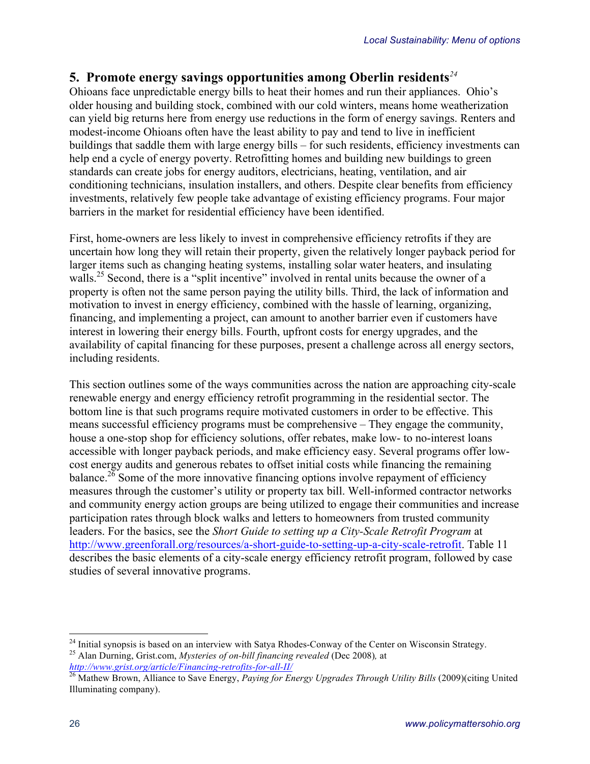## 5. Promote energy savings opportunities among Oberlin residents[24]

Ohioans face unpredictable energy bills to heat their homes and run their appliances. Ohio's older housing and building stock, combined with our cold winters, means home weatherization can yield big returns here from energy use reductions in the form of energy savings. Renters and modest-income Ohioans often have the least ability to pay and tend to live in inefficient buildings that saddle them with large energy bills – for such residents, efficiency investments can help end a cycle of energy poverty. Retrofitting homes and building new buildings to green standards can create jobs for energy auditors, electricians, heating, ventilation, and air conditioning technicians, insulation installers, and others. Despite clear benefits from efficiency investments, relatively few people take advantage of existing efficiency programs. Four major barriers in the market for residential efficiency have been identified.

First, home-owners are less likely to invest in comprehensive efficiency retrofits if they are uncertain how long they will retain their property, given the relatively longer payback period for larger items such as changing heating systems, installing solar water heaters, and insulating walls.[25] Second, there is a "split incentive" involved in rental units because the owner of a property is often not the same person paying the utility bills. Third, the lack of information and motivation to invest in energy efficiency, combined with the hassle of learning, organizing, financing, and implementing a project, can amount to another barrier even if customers have interest in lowering their energy bills. Fourth, upfront costs for energy upgrades, and the availability of capital financing for these purposes, present a challenge across all energy sectors, including residents.

This section outlines some of the ways communities across the nation are approaching city-scale renewable energy and energy efficiency retrofit programming in the residential sector. The bottom line is that such programs require motivated customers in order to be effective. This means successful efficiency programs must be comprehensive – They engage the community, house a one-stop shop for efficiency solutions, offer rebates, make low- to no-interest loans accessible with longer payback periods, and make efficiency easy. Several programs offer low-cost energy audits and generous rebates to offset initial costs while financing the remaining balance.[26] Some of the more innovative financing options involve repayment of efficiency measures through the customer's utility or property tax bill. Well-informed contractor networks and community energy action groups are being utilized to engage their communities and increase participation rates through block walks and letters to homeowners from trusted community leaders. For the basics, see the *Short Guide to setting up a City-Scale Retrofit Program* at http://www.greenforall.org/resources/a-short-guide-to-setting-up-a-city-scale-retrofit. Table 11 describes the basic elements of a city-scale energy efficiency retrofit program, followed by case studies of several innovative programs.

---

[24] Initial synopsis is based on an interview with Satya Rhodes-Conway of the Center on Wisconsin Strategy.

[25] Alan Durning, Grist.com, *Mysteries of on-bill financing revealed* (Dec 2008), at *http://www.grist.org/article/Financing-retrofits-for-all-II/*

[26] Mathew Brown, Alliance to Save Energy, *Paying for Energy Upgrades Through Utility Bills* (2009)(citing United Illuminating company).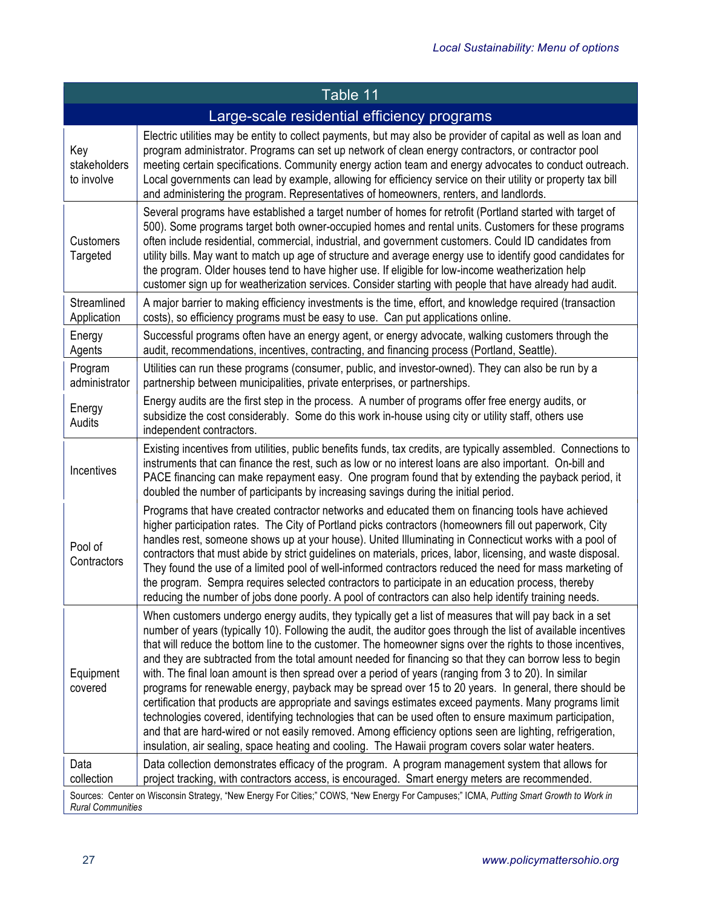| Table 11 | |
|---|---|
| Large-scale residential efficiency programs | |
| Key stakeholders to involve | Electric utilities may be entity to collect payments, but may also be provider of capital as well as loan and program administrator. Programs can set up network of clean energy contractors, or contractor pool meeting certain specifications. Community energy action team and energy advocates to conduct outreach. Local governments can lead by example, allowing for efficiency service on their utility or property tax bill and administering the program. Representatives of homeowners, renters, and landlords. |
| Customers Targeted | Several programs have established a target number of homes for retrofit (Portland started with target of 500). Some programs target both owner-occupied homes and rental units. Customers for these programs often include residential, commercial, industrial, and government customers. Could ID candidates from utility bills. May want to match up age of structure and average energy use to identify good candidates for the program. Older houses tend to have higher use. If eligible for low-income weatherization help customer sign up for weatherization services. Consider starting with people that have already had audit. |
| Streamlined Application | A major barrier to making efficiency investments is the time, effort, and knowledge required (transaction costs), so efficiency programs must be easy to use. Can put applications online. |
| Energy Agents | Successful programs often have an energy agent, or energy advocate, walking customers through the audit, recommendations, incentives, contracting, and financing process (Portland, Seattle). |
| Program administrator | Utilities can run these programs (consumer, public, and investor-owned). They can also be run by a partnership between municipalities, private enterprises, or partnerships. |
| Energy Audits | Energy audits are the first step in the process. A number of programs offer free energy audits, or subsidize the cost considerably. Some do this work in-house using city or utility staff, others use independent contractors. |
| Incentives | Existing incentives from utilities, public benefits funds, tax credits, are typically assembled. Connections to instruments that can finance the rest, such as low or no interest loans are also important. On-bill and PACE financing can make repayment easy. One program found that by extending the payback period, it doubled the number of participants by increasing savings during the initial period. |
| Pool of Contractors | Programs that have created contractor networks and educated them on financing tools have achieved higher participation rates. The City of Portland picks contractors (homeowners fill out paperwork, City handles rest, someone shows up at your house). United Illuminating in Connecticut works with a pool of contractors that must abide by strict guidelines on materials, prices, labor, licensing, and waste disposal. They found the use of a limited pool of well-informed contractors reduced the need for mass marketing of the program. Sempra requires selected contractors to participate in an education process, thereby reducing the number of jobs done poorly. A pool of contractors can also help identify training needs. |
| Equipment covered | When customers undergo energy audits, they typically get a list of measures that will pay back in a set number of years (typically 10). Following the audit, the auditor goes through the list of available incentives that will reduce the bottom line to the customer. The homeowner signs over the rights to those incentives, and they are subtracted from the total amount needed for financing so that they can borrow less to begin with. The final loan amount is then spread over a period of years (ranging from 3 to 20). In similar programs for renewable energy, payback may be spread over 15 to 20 years. In general, there should be certification that products are appropriate and savings estimates exceed payments. Many programs limit technologies covered, identifying technologies that can be used often to ensure maximum participation, and that are hard-wired or not easily removed. Among efficiency options seen are lighting, refrigeration, insulation, air sealing, space heating and cooling. The Hawaii program covers solar water heaters. |
| Data collection | Data collection demonstrates efficacy of the program. A program management system that allows for project tracking, with contractors access, is encouraged. Smart energy meters are recommended. |
| Sources: Center on Wisconsin Strategy, "New Energy For Cities;" COWS, "New Energy For Campuses;" ICMA, *Putting Smart Growth to Work in Rural Communities* | |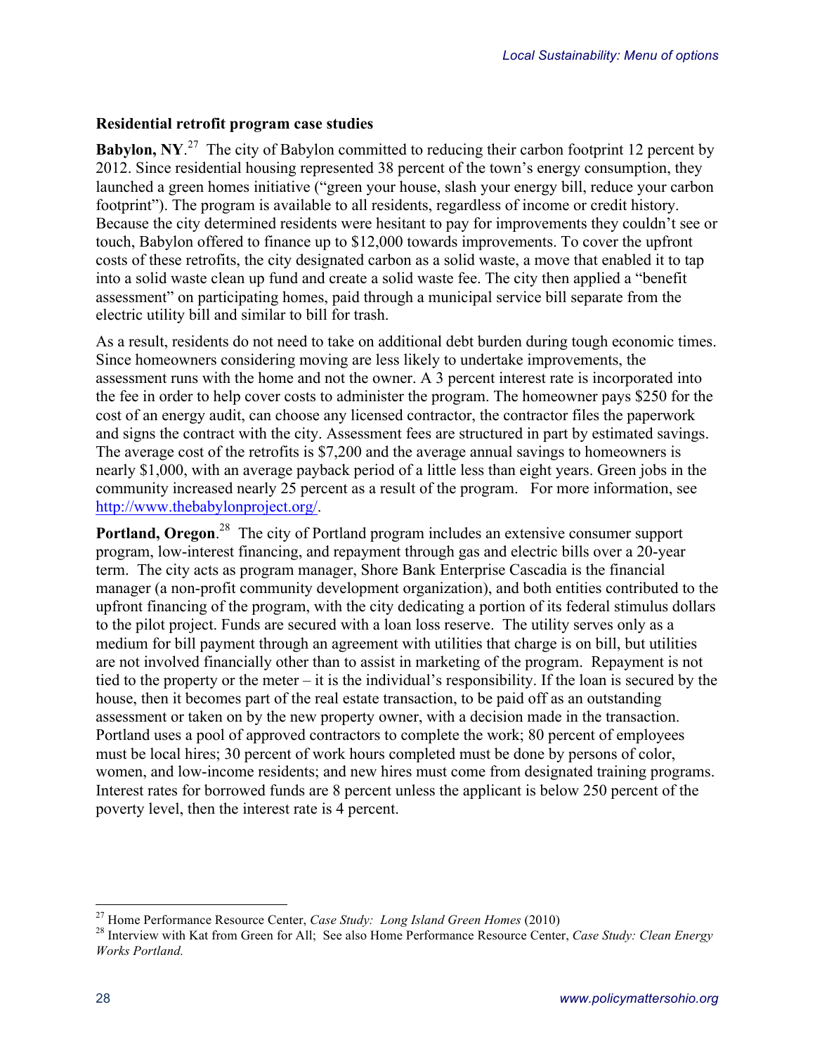**Residential retrofit program case studies**

**Babylon, NY**.[27] The city of Babylon committed to reducing their carbon footprint 12 percent by 2012. Since residential housing represented 38 percent of the town's energy consumption, they launched a green homes initiative ("green your house, slash your energy bill, reduce your carbon footprint"). The program is available to all residents, regardless of income or credit history. Because the city determined residents were hesitant to pay for improvements they couldn't see or touch, Babylon offered to finance up to $12,000 towards improvements. To cover the upfront costs of these retrofits, the city designated carbon as a solid waste, a move that enabled it to tap into a solid waste clean up fund and create a solid waste fee. The city then applied a "benefit assessment" on participating homes, paid through a municipal service bill separate from the electric utility bill and similar to bill for trash.

As a result, residents do not need to take on additional debt burden during tough economic times. Since homeowners considering moving are less likely to undertake improvements, the assessment runs with the home and not the owner. A 3 percent interest rate is incorporated into the fee in order to help cover costs to administer the program. The homeowner pays $250 for the cost of an energy audit, can choose any licensed contractor, the contractor files the paperwork and signs the contract with the city. Assessment fees are structured in part by estimated savings. The average cost of the retrofits is $7,200 and the average annual savings to homeowners is nearly $1,000, with an average payback period of a little less than eight years. Green jobs in the community increased nearly 25 percent as a result of the program. For more information, see [http://www.thebabylonproject.org/](http://www.thebabylonproject.org/).

**Portland, Oregon**.[28] The city of Portland program includes an extensive consumer support program, low-interest financing, and repayment through gas and electric bills over a 20-year term. The city acts as program manager, Shore Bank Enterprise Cascadia is the financial manager (a non-profit community development organization), and both entities contributed to the upfront financing of the program, with the city dedicating a portion of its federal stimulus dollars to the pilot project. Funds are secured with a loan loss reserve. The utility serves only as a medium for bill payment through an agreement with utilities that charge is on bill, but utilities are not involved financially other than to assist in marketing of the program. Repayment is not tied to the property or the meter – it is the individual's responsibility. If the loan is secured by the house, then it becomes part of the real estate transaction, to be paid off as an outstanding assessment or taken on by the new property owner, with a decision made in the transaction. Portland uses a pool of approved contractors to complete the work; 80 percent of employees must be local hires; 30 percent of work hours completed must be done by persons of color, women, and low-income residents; and new hires must come from designated training programs. Interest rates for borrowed funds are 8 percent unless the applicant is below 250 percent of the poverty level, then the interest rate is 4 percent.

---

[27] Home Performance Resource Center, *Case Study: Long Island Green Homes* (2010)

[28] Interview with Kat from Green for All; See also Home Performance Resource Center, *Case Study: Clean Energy Works Portland.*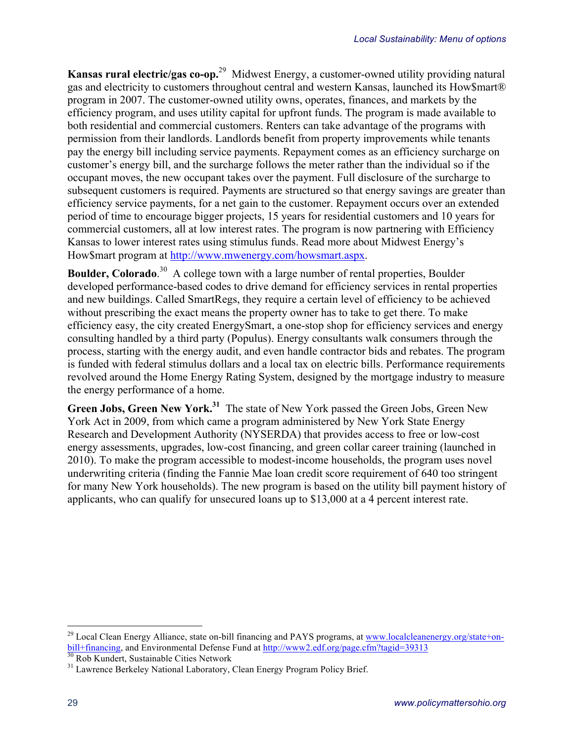**Kansas rural electric/gas co-op.**[29] Midwest Energy, a customer-owned utility providing natural gas and electricity to customers throughout central and western Kansas, launched its How$mart® program in 2007. The customer-owned utility owns, operates, finances, and markets by the efficiency program, and uses utility capital for upfront funds. The program is made available to both residential and commercial customers. Renters can take advantage of the programs with permission from their landlords. Landlords benefit from property improvements while tenants pay the energy bill including service payments. Repayment comes as an efficiency surcharge on customer's energy bill, and the surcharge follows the meter rather than the individual so if the occupant moves, the new occupant takes over the payment. Full disclosure of the surcharge to subsequent customers is required. Payments are structured so that energy savings are greater than efficiency service payments, for a net gain to the customer. Repayment occurs over an extended period of time to encourage bigger projects, 15 years for residential customers and 10 years for commercial customers, all at low interest rates. The program is now partnering with Efficiency Kansas to lower interest rates using stimulus funds. Read more about Midwest Energy's How$mart program at http://www.mwenergy.com/howsmart.aspx.

**Boulder, Colorado**.[30] A college town with a large number of rental properties, Boulder developed performance-based codes to drive demand for efficiency services in rental properties and new buildings. Called SmartRegs, they require a certain level of efficiency to be achieved without prescribing the exact means the property owner has to take to get there. To make efficiency easy, the city created EnergySmart, a one-stop shop for efficiency services and energy consulting handled by a third party (Populus). Energy consultants walk consumers through the process, starting with the energy audit, and even handle contractor bids and rebates. The program is funded with federal stimulus dollars and a local tax on electric bills. Performance requirements revolved around the Home Energy Rating System, designed by the mortgage industry to measure the energy performance of a home.

**Green Jobs, Green New York.**[31] The state of New York passed the Green Jobs, Green New York Act in 2009, from which came a program administered by New York State Energy Research and Development Authority (NYSERDA) that provides access to free or low-cost energy assessments, upgrades, low-cost financing, and green collar career training (launched in 2010). To make the program accessible to modest-income households, the program uses novel underwriting criteria (finding the Fannie Mae loan credit score requirement of 640 too stringent for many New York households). The new program is based on the utility bill payment history of applicants, who can qualify for unsecured loans up to $13,000 at a 4 percent interest rate.

---

[29] Local Clean Energy Alliance, state on-bill financing and PAYS programs, at www.localcleanenergy.org/state+on-bill+financing, and Environmental Defense Fund at http://www2.edf.org/page.cfm?tagid=39313

[30] Rob Kundert, Sustainable Cities Network

[31] Lawrence Berkeley National Laboratory, Clean Energy Program Policy Brief.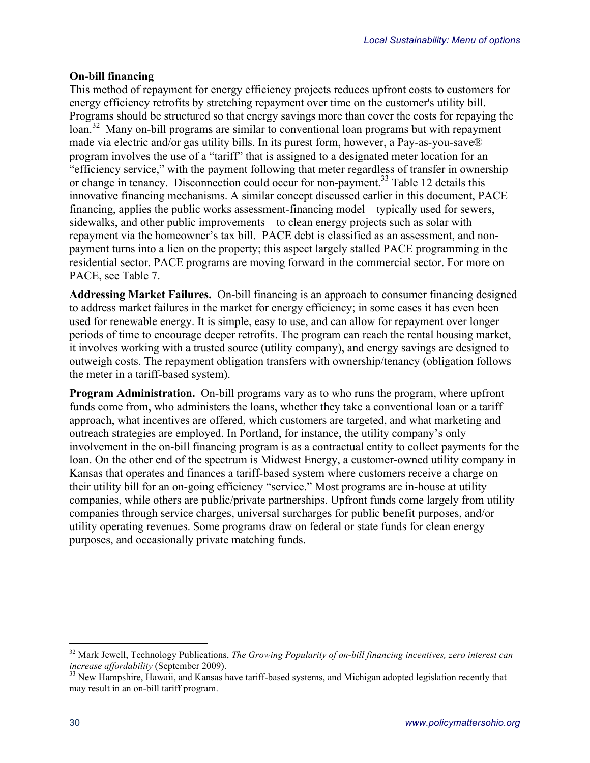**On-bill financing**

This method of repayment for energy efficiency projects reduces upfront costs to customers for energy efficiency retrofits by stretching repayment over time on the customer's utility bill. Programs should be structured so that energy savings more than cover the costs for repaying the loan.[32] Many on-bill programs are similar to conventional loan programs but with repayment made via electric and/or gas utility bills. In its purest form, however, a Pay-as-you-save® program involves the use of a "tariff" that is assigned to a designated meter location for an "efficiency service," with the payment following that meter regardless of transfer in ownership or change in tenancy. Disconnection could occur for non-payment.[33] Table 12 details this innovative financing mechanisms. A similar concept discussed earlier in this document, PACE financing, applies the public works assessment-financing model—typically used for sewers, sidewalks, and other public improvements—to clean energy projects such as solar with repayment via the homeowner's tax bill. PACE debt is classified as an assessment, and non-payment turns into a lien on the property; this aspect largely stalled PACE programming in the residential sector. PACE programs are moving forward in the commercial sector. For more on PACE, see Table 7.

**Addressing Market Failures.** On-bill financing is an approach to consumer financing designed to address market failures in the market for energy efficiency; in some cases it has even been used for renewable energy. It is simple, easy to use, and can allow for repayment over longer periods of time to encourage deeper retrofits. The program can reach the rental housing market, it involves working with a trusted source (utility company), and energy savings are designed to outweigh costs. The repayment obligation transfers with ownership/tenancy (obligation follows the meter in a tariff-based system).

**Program Administration.** On-bill programs vary as to who runs the program, where upfront funds come from, who administers the loans, whether they take a conventional loan or a tariff approach, what incentives are offered, which customers are targeted, and what marketing and outreach strategies are employed. In Portland, for instance, the utility company's only involvement in the on-bill financing program is as a contractual entity to collect payments for the loan. On the other end of the spectrum is Midwest Energy, a customer-owned utility company in Kansas that operates and finances a tariff-based system where customers receive a charge on their utility bill for an on-going efficiency "service." Most programs are in-house at utility companies, while others are public/private partnerships. Upfront funds come largely from utility companies through service charges, universal surcharges for public benefit purposes, and/or utility operating revenues. Some programs draw on federal or state funds for clean energy purposes, and occasionally private matching funds.

---

[32] Mark Jewell, Technology Publications, *The Growing Popularity of on-bill financing incentives, zero interest can increase affordability* (September 2009).

[33] New Hampshire, Hawaii, and Kansas have tariff-based systems, and Michigan adopted legislation recently that may result in an on-bill tariff program.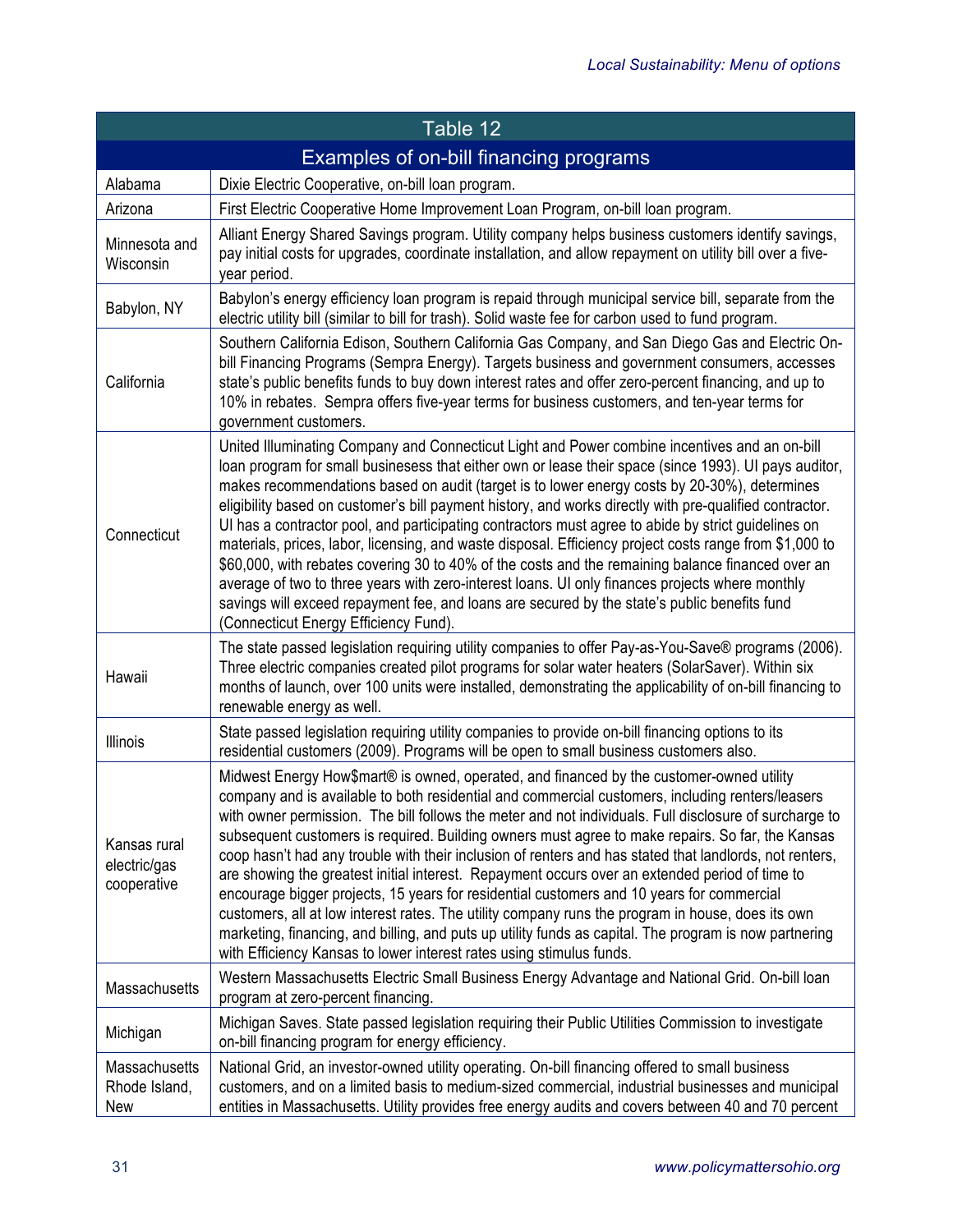| Table 12 | |
|---|---|
| Examples of on-bill financing programs | |
| Alabama | Dixie Electric Cooperative, on-bill loan program. |
| Arizona | First Electric Cooperative Home Improvement Loan Program, on-bill loan program. |
| Minnesota and Wisconsin | Alliant Energy Shared Savings program. Utility company helps business customers identify savings, pay initial costs for upgrades, coordinate installation, and allow repayment on utility bill over a five-year period. |
| Babylon, NY | Babylon's energy efficiency loan program is repaid through municipal service bill, separate from the electric utility bill (similar to bill for trash). Solid waste fee for carbon used to fund program. |
| California | Southern California Edison, Southern California Gas Company, and San Diego Gas and Electric On-bill Financing Programs (Sempra Energy). Targets business and government consumers, accesses state's public benefits funds to buy down interest rates and offer zero-percent financing, and up to 10% in rebates. Sempra offers five-year terms for business customers, and ten-year terms for government customers. |
| Connecticut | United Illuminating Company and Connecticut Light and Power combine incentives and an on-bill loan program for small businesses that either own or lease their space (since 1993). UI pays auditor, makes recommendations based on audit (target is to lower energy costs by 20-30%), determines eligibility based on customer's bill payment history, and works directly with pre-qualified contractor. UI has a contractor pool, and participating contractors must agree to abide by strict guidelines on materials, prices, labor, licensing, and waste disposal. Efficiency project costs range from $1,000 to $60,000, with rebates covering 30 to 40% of the costs and the remaining balance financed over an average of two to three years with zero-interest loans. UI only finances projects where monthly savings will exceed repayment fee, and loans are secured by the state's public benefits fund (Connecticut Energy Efficiency Fund). |
| Hawaii | The state passed legislation requiring utility companies to offer Pay-as-You-Save® programs (2006). Three electric companies created pilot programs for solar water heaters (SolarSaver). Within six months of launch, over 100 units were installed, demonstrating the applicability of on-bill financing to renewable energy as well. |
| Illinois | State passed legislation requiring utility companies to provide on-bill financing options to its residential customers (2009). Programs will be open to small business customers also. |
| Kansas rural electric/gas cooperative | Midwest Energy How$mart® is owned, operated, and financed by the customer-owned utility company and is available to both residential and commercial customers, including renters/leasers with owner permission. The bill follows the meter and not individuals. Full disclosure of surcharge to subsequent customers is required. Building owners must agree to make repairs. So far, the Kansas coop hasn't had any trouble with their inclusion of renters and has stated that landlords, not renters, are showing the greatest initial interest. Repayment occurs over an extended period of time to encourage bigger projects, 15 years for residential customers and 10 years for commercial customers, all at low interest rates. The utility company runs the program in house, does its own marketing, financing, and billing, and puts up utility funds as capital. The program is now partnering with Efficiency Kansas to lower interest rates using stimulus funds. |
| Massachusetts | Western Massachusetts Electric Small Business Energy Advantage and National Grid. On-bill loan program at zero-percent financing. |
| Michigan | Michigan Saves. State passed legislation requiring their Public Utilities Commission to investigate on-bill financing program for energy efficiency. |
| Massachusetts Rhode Island, New | National Grid, an investor-owned utility operating. On-bill financing offered to small business customers, and on a limited basis to medium-sized commercial, industrial businesses and municipal entities in Massachusetts. Utility provides free energy audits and covers between 40 and 70 percent |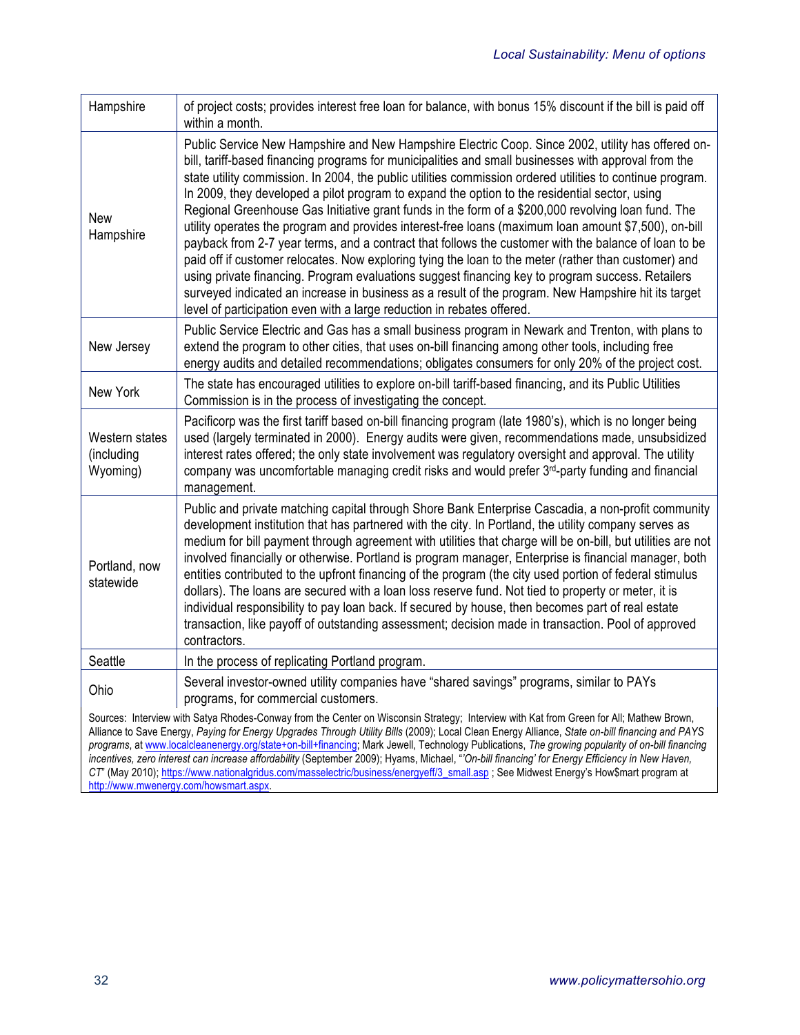| Hampshire | of project costs; provides interest free loan for balance, with bonus 15% discount if the bill is paid off within a month. |
|---|---|
| New Hampshire | Public Service New Hampshire and New Hampshire Electric Coop. Since 2002, utility has offered on-bill, tariff-based financing programs for municipalities and small businesses with approval from the state utility commission. In 2004, the public utilities commission ordered utilities to continue program. In 2009, they developed a pilot program to expand the option to the residential sector, using Regional Greenhouse Gas Initiative grant funds in the form of a $200,000 revolving loan fund. The utility operates the program and provides interest-free loans (maximum loan amount $7,500), on-bill payback from 2-7 year terms, and a contract that follows the customer with the balance of loan to be paid off if customer relocates. Now exploring tying the loan to the meter (rather than customer) and using private financing. Program evaluations suggest financing key to program success. Retailers surveyed indicated an increase in business as a result of the program. New Hampshire hit its target level of participation even with a large reduction in rebates offered. |
| New Jersey | Public Service Electric and Gas has a small business program in Newark and Trenton, with plans to extend the program to other cities, that uses on-bill financing among other tools, including free energy audits and detailed recommendations; obligates consumers for only 20% of the project cost. |
| New York | The state has encouraged utilities to explore on-bill tariff-based financing, and its Public Utilities Commission is in the process of investigating the concept. |
| Western states (including Wyoming) | Pacificorp was the first tariff based on-bill financing program (late 1980's), which is no longer being used (largely terminated in 2000). Energy audits were given, recommendations made, unsubsidized interest rates offered; the only state involvement was regulatory oversight and approval. The utility company was uncomfortable managing credit risks and would prefer 3rd-party funding and financial management. |
| Portland, now statewide | Public and private matching capital through Shore Bank Enterprise Cascadia, a non-profit community development institution that has partnered with the city. In Portland, the utility company serves as medium for bill payment through agreement with utilities that charge will be on-bill, but utilities are not involved financially or otherwise. Portland is program manager, Enterprise is financial manager, both entities contributed to the upfront financing of the program (the city used portion of federal stimulus dollars). The loans are secured with a loan loss reserve fund. Not tied to property or meter, it is individual responsibility to pay loan back. If secured by house, then becomes part of real estate transaction, like payoff of outstanding assessment; decision made in transaction. Pool of approved contractors. |
| Seattle | In the process of replicating Portland program. |
| Ohio | Several investor-owned utility companies have "shared savings" programs, similar to PAYs programs, for commercial customers. |

Sources: Interview with Satya Rhodes-Conway from the Center on Wisconsin Strategy; Interview with Kat from Green for All; Mathew Brown, Alliance to Save Energy, *Paying for Energy Upgrades Through Utility Bills* (2009); Local Clean Energy Alliance, *State on-bill financing and PAYS programs*, at www.localcleanenergy.org/state+on-bill+financing; Mark Jewell, Technology Publications, *The growing popularity of on-bill financing incentives, zero interest can increase affordability* (September 2009); Hyams, Michael, "*'On-bill financing' for Energy Efficiency in New Haven, CT*" (May 2010); https://www.nationalgridus.com/masselectric/business/energyeff/3_small.asp ; See Midwest Energy's How$mart program at http://www.mwenergy.com/howsmart.aspx.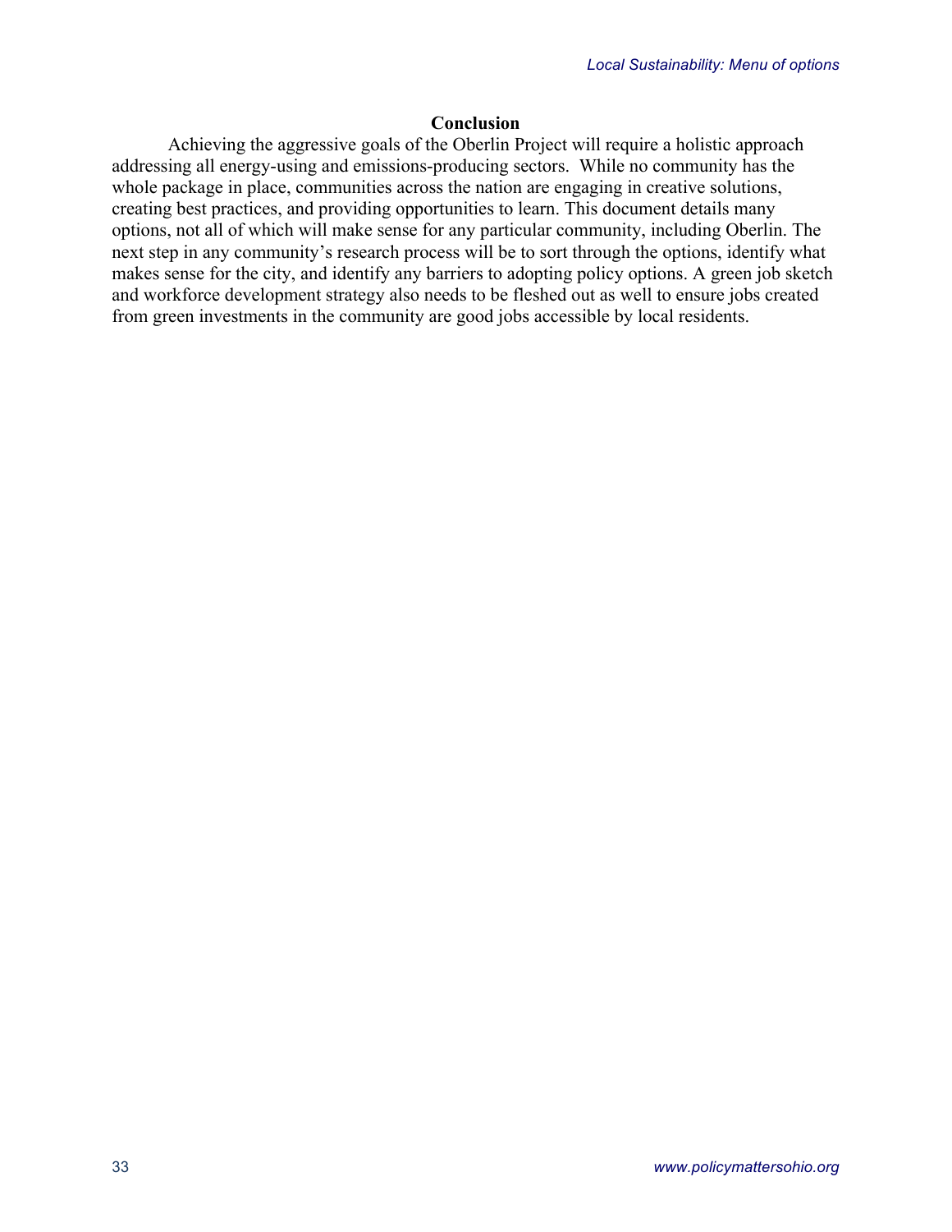## Conclusion

Achieving the aggressive goals of the Oberlin Project will require a holistic approach addressing all energy-using and emissions-producing sectors. While no community has the whole package in place, communities across the nation are engaging in creative solutions, creating best practices, and providing opportunities to learn. This document details many options, not all of which will make sense for any particular community, including Oberlin. The next step in any community's research process will be to sort through the options, identify what makes sense for the city, and identify any barriers to adopting policy options. A green job sketch and workforce development strategy also needs to be fleshed out as well to ensure jobs created from green investments in the community are good jobs accessible by local residents.